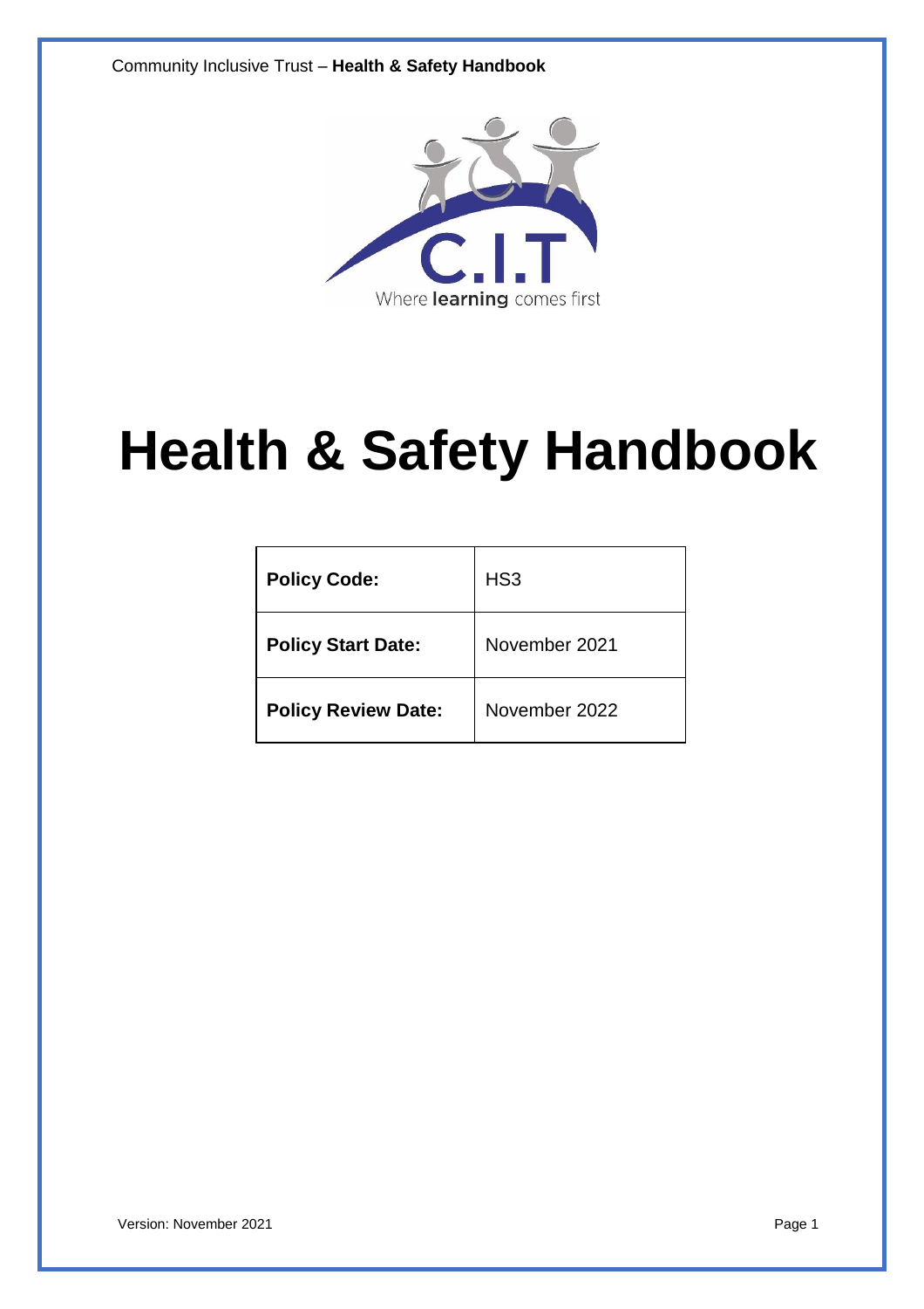# Health & Safety Handbook

| Policy Code: | HS3 |
|---|---|
| Policy Start Date: | November 2021 |
| Policy Review Date: | November 2022 |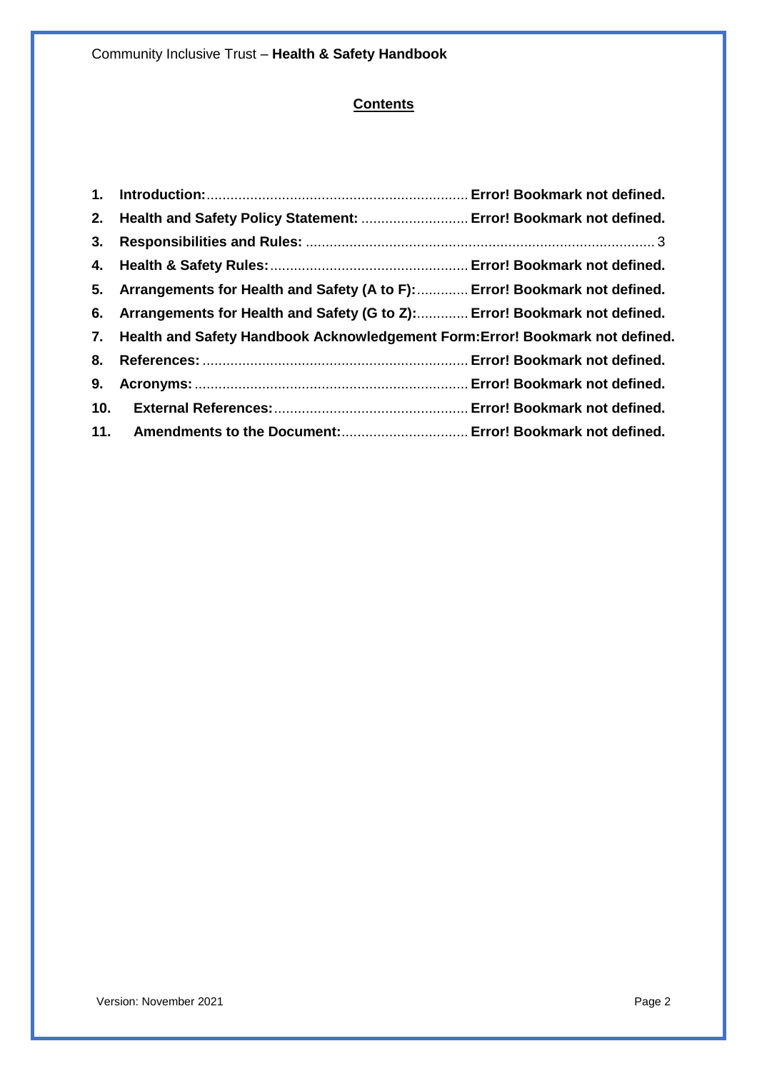## **Contents**

1. **Introduction:** ........ **Error! Bookmark not defined.**
2. **Health and Safety Policy Statement:** ........ **Error! Bookmark not defined.**
3. **Responsibilities and Rules:** ........ 3
4. **Health & Safety Rules:** ........ **Error! Bookmark not defined.**
5. **Arrangements for Health and Safety (A to F):** ........ **Error! Bookmark not defined.**
6. **Arrangements for Health and Safety (G to Z):** ........ **Error! Bookmark not defined.**
7. **Health and Safety Handbook Acknowledgement Form:Error! Bookmark not defined.**
8. **References:** ........ **Error! Bookmark not defined.**
9. **Acronyms:** ........ **Error! Bookmark not defined.**
10. **External References:** ........ **Error! Bookmark not defined.**
11. **Amendments to the Document:** ........ **Error! Bookmark not defined.**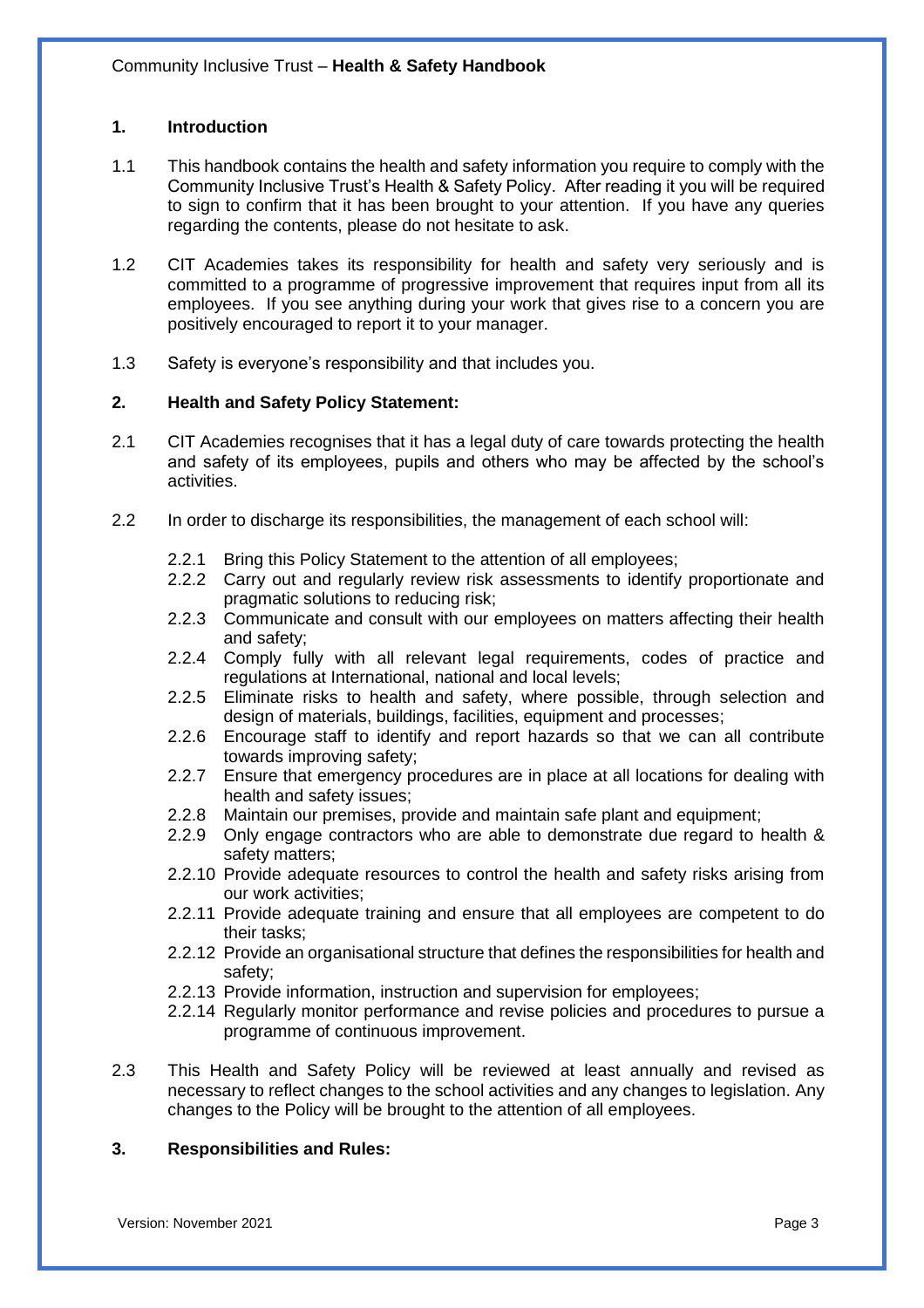## 1. Introduction

1.1 This handbook contains the health and safety information you require to comply with the Community Inclusive Trust's Health & Safety Policy. After reading it you will be required to sign to confirm that it has been brought to your attention. If you have any queries regarding the contents, please do not hesitate to ask.

1.2 CIT Academies takes its responsibility for health and safety very seriously and is committed to a programme of progressive improvement that requires input from all its employees. If you see anything during your work that gives rise to a concern you are positively encouraged to report it to your manager.

1.3 Safety is everyone's responsibility and that includes you.

## 2. Health and Safety Policy Statement:

2.1 CIT Academies recognises that it has a legal duty of care towards protecting the health and safety of its employees, pupils and others who may be affected by the school's activities.

2.2 In order to discharge its responsibilities, the management of each school will:

- 2.2.1 Bring this Policy Statement to the attention of all employees;
- 2.2.2 Carry out and regularly review risk assessments to identify proportionate and pragmatic solutions to reducing risk;
- 2.2.3 Communicate and consult with our employees on matters affecting their health and safety;
- 2.2.4 Comply fully with all relevant legal requirements, codes of practice and regulations at International, national and local levels;
- 2.2.5 Eliminate risks to health and safety, where possible, through selection and design of materials, buildings, facilities, equipment and processes;
- 2.2.6 Encourage staff to identify and report hazards so that we can all contribute towards improving safety;
- 2.2.7 Ensure that emergency procedures are in place at all locations for dealing with health and safety issues;
- 2.2.8 Maintain our premises, provide and maintain safe plant and equipment;
- 2.2.9 Only engage contractors who are able to demonstrate due regard to health & safety matters;
- 2.2.10 Provide adequate resources to control the health and safety risks arising from our work activities;
- 2.2.11 Provide adequate training and ensure that all employees are competent to do their tasks;
- 2.2.12 Provide an organisational structure that defines the responsibilities for health and safety;
- 2.2.13 Provide information, instruction and supervision for employees;
- 2.2.14 Regularly monitor performance and revise policies and procedures to pursue a programme of continuous improvement.

2.3 This Health and Safety Policy will be reviewed at least annually and revised as necessary to reflect changes to the school activities and any changes to legislation. Any changes to the Policy will be brought to the attention of all employees.

## 3. Responsibilities and Rules: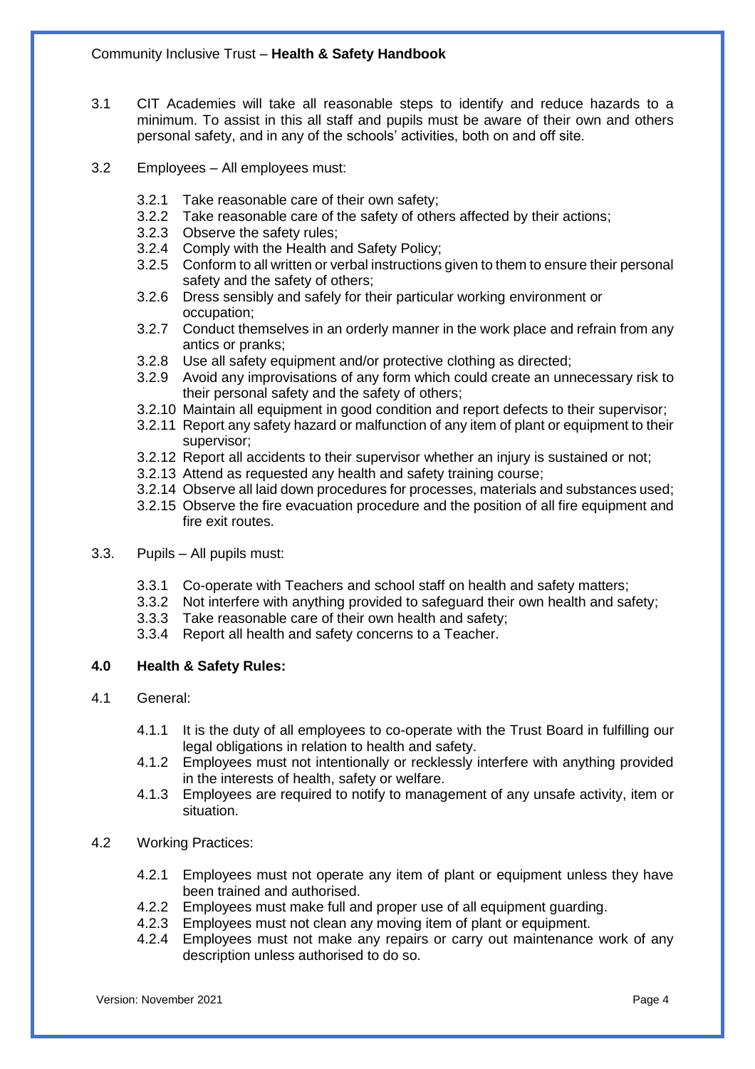3.1 CIT Academies will take all reasonable steps to identify and reduce hazards to a minimum. To assist in this all staff and pupils must be aware of their own and others personal safety, and in any of the schools' activities, both on and off site.

3.2 Employees – All employees must:

- 3.2.1 Take reasonable care of their own safety;
- 3.2.2 Take reasonable care of the safety of others affected by their actions;
- 3.2.3 Observe the safety rules;
- 3.2.4 Comply with the Health and Safety Policy;
- 3.2.5 Conform to all written or verbal instructions given to them to ensure their personal safety and the safety of others;
- 3.2.6 Dress sensibly and safely for their particular working environment or occupation;
- 3.2.7 Conduct themselves in an orderly manner in the work place and refrain from any antics or pranks;
- 3.2.8 Use all safety equipment and/or protective clothing as directed;
- 3.2.9 Avoid any improvisations of any form which could create an unnecessary risk to their personal safety and the safety of others;
- 3.2.10 Maintain all equipment in good condition and report defects to their supervisor;
- 3.2.11 Report any safety hazard or malfunction of any item of plant or equipment to their supervisor;
- 3.2.12 Report all accidents to their supervisor whether an injury is sustained or not;
- 3.2.13 Attend as requested any health and safety training course;
- 3.2.14 Observe all laid down procedures for processes, materials and substances used;
- 3.2.15 Observe the fire evacuation procedure and the position of all fire equipment and fire exit routes.

3.3. Pupils – All pupils must:

- 3.3.1 Co-operate with Teachers and school staff on health and safety matters;
- 3.3.2 Not interfere with anything provided to safeguard their own health and safety;
- 3.3.3 Take reasonable care of their own health and safety;
- 3.3.4 Report all health and safety concerns to a Teacher.

## 4.0 Health & Safety Rules:

4.1 General:

- 4.1.1 It is the duty of all employees to co-operate with the Trust Board in fulfilling our legal obligations in relation to health and safety.
- 4.1.2 Employees must not intentionally or recklessly interfere with anything provided in the interests of health, safety or welfare.
- 4.1.3 Employees are required to notify to management of any unsafe activity, item or situation.

4.2 Working Practices:

- 4.2.1 Employees must not operate any item of plant or equipment unless they have been trained and authorised.
- 4.2.2 Employees must make full and proper use of all equipment guarding.
- 4.2.3 Employees must not clean any moving item of plant or equipment.
- 4.2.4 Employees must not make any repairs or carry out maintenance work of any description unless authorised to do so.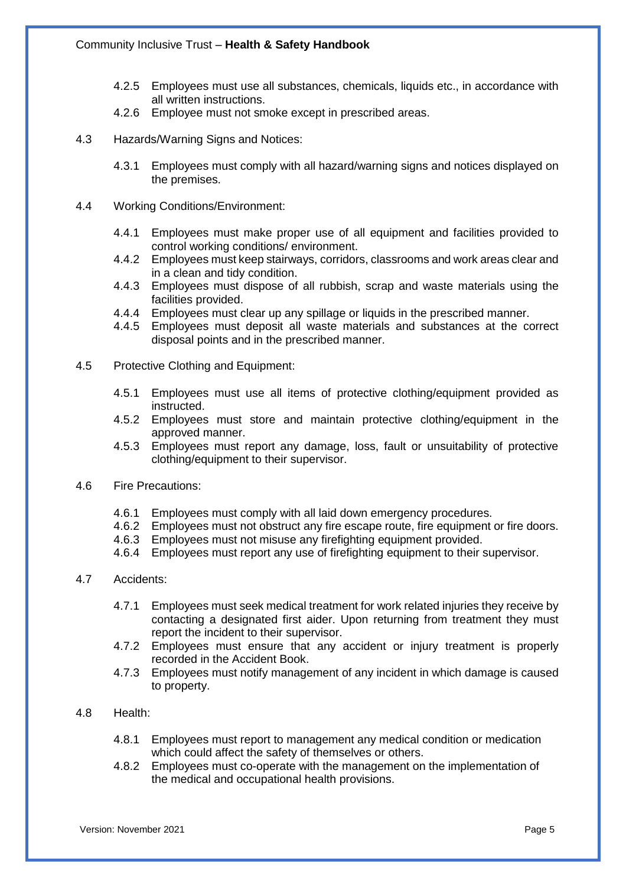4.2.5 Employees must use all substances, chemicals, liquids etc., in accordance with all written instructions.

4.2.6 Employee must not smoke except in prescribed areas.

4.3 Hazards/Warning Signs and Notices:

4.3.1 Employees must comply with all hazard/warning signs and notices displayed on the premises.

4.4 Working Conditions/Environment:

4.4.1 Employees must make proper use of all equipment and facilities provided to control working conditions/ environment.

4.4.2 Employees must keep stairways, corridors, classrooms and work areas clear and in a clean and tidy condition.

4.4.3 Employees must dispose of all rubbish, scrap and waste materials using the facilities provided.

4.4.4 Employees must clear up any spillage or liquids in the prescribed manner.

4.4.5 Employees must deposit all waste materials and substances at the correct disposal points and in the prescribed manner.

4.5 Protective Clothing and Equipment:

4.5.1 Employees must use all items of protective clothing/equipment provided as instructed.

4.5.2 Employees must store and maintain protective clothing/equipment in the approved manner.

4.5.3 Employees must report any damage, loss, fault or unsuitability of protective clothing/equipment to their supervisor.

4.6 Fire Precautions:

4.6.1 Employees must comply with all laid down emergency procedures.

4.6.2 Employees must not obstruct any fire escape route, fire equipment or fire doors.

4.6.3 Employees must not misuse any firefighting equipment provided.

4.6.4 Employees must report any use of firefighting equipment to their supervisor.

4.7 Accidents:

4.7.1 Employees must seek medical treatment for work related injuries they receive by contacting a designated first aider. Upon returning from treatment they must report the incident to their supervisor.

4.7.2 Employees must ensure that any accident or injury treatment is properly recorded in the Accident Book.

4.7.3 Employees must notify management of any incident in which damage is caused to property.

4.8 Health:

4.8.1 Employees must report to management any medical condition or medication which could affect the safety of themselves or others.

4.8.2 Employees must co-operate with the management on the implementation of the medical and occupational health provisions.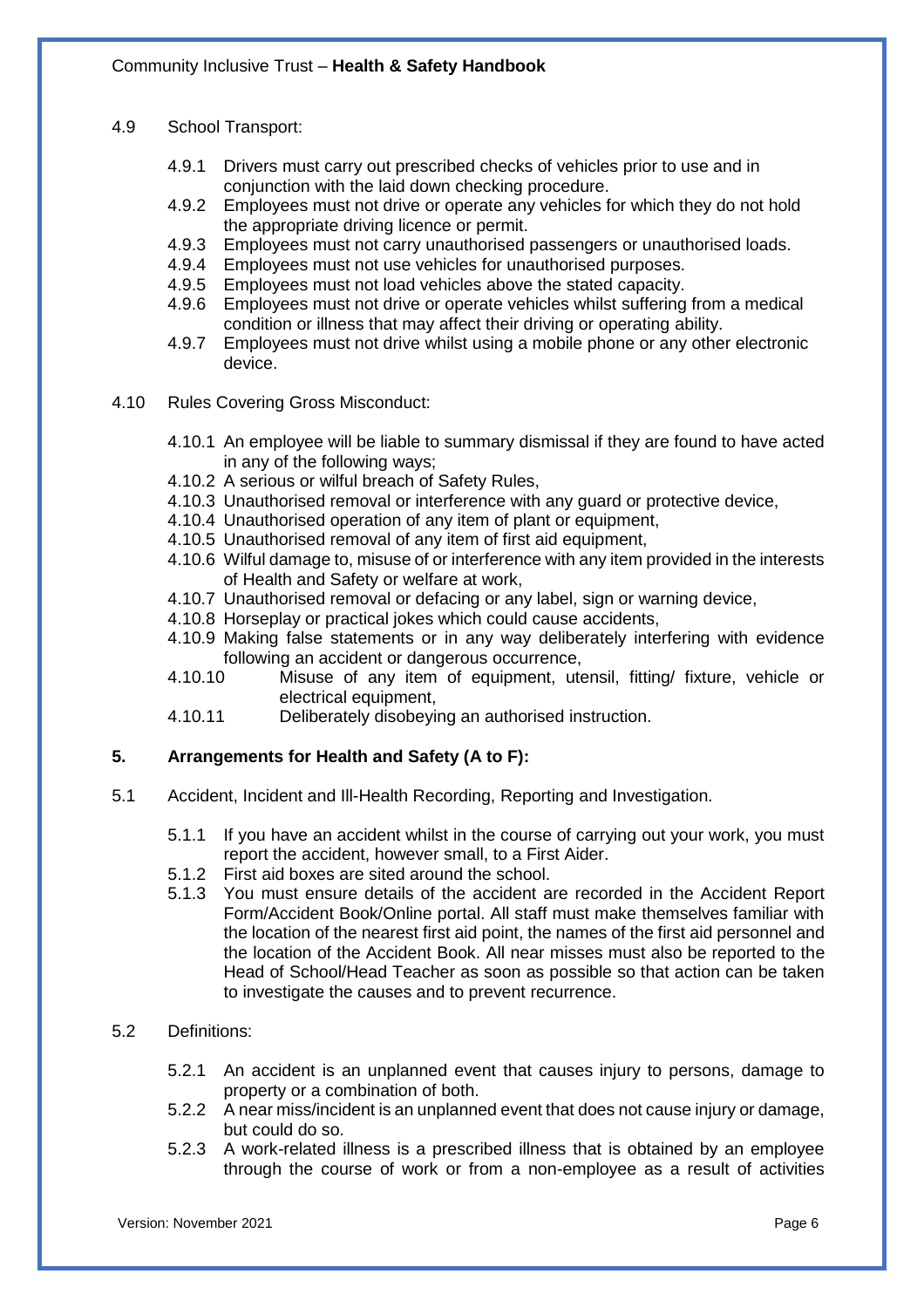4.9 School Transport:

- 4.9.1 Drivers must carry out prescribed checks of vehicles prior to use and in conjunction with the laid down checking procedure.
- 4.9.2 Employees must not drive or operate any vehicles for which they do not hold the appropriate driving licence or permit.
- 4.9.3 Employees must not carry unauthorised passengers or unauthorised loads.
- 4.9.4 Employees must not use vehicles for unauthorised purposes.
- 4.9.5 Employees must not load vehicles above the stated capacity.
- 4.9.6 Employees must not drive or operate vehicles whilst suffering from a medical condition or illness that may affect their driving or operating ability.
- 4.9.7 Employees must not drive whilst using a mobile phone or any other electronic device.

4.10 Rules Covering Gross Misconduct:

- 4.10.1 An employee will be liable to summary dismissal if they are found to have acted in any of the following ways;
- 4.10.2 A serious or wilful breach of Safety Rules,
- 4.10.3 Unauthorised removal or interference with any guard or protective device,
- 4.10.4 Unauthorised operation of any item of plant or equipment,
- 4.10.5 Unauthorised removal of any item of first aid equipment,
- 4.10.6 Wilful damage to, misuse of or interference with any item provided in the interests of Health and Safety or welfare at work,
- 4.10.7 Unauthorised removal or defacing or any label, sign or warning device,
- 4.10.8 Horseplay or practical jokes which could cause accidents,
- 4.10.9 Making false statements or in any way deliberately interfering with evidence following an accident or dangerous occurrence,
- 4.10.10 Misuse of any item of equipment, utensil, fitting/ fixture, vehicle or electrical equipment,
- 4.10.11 Deliberately disobeying an authorised instruction.

## 5. Arrangements for Health and Safety (A to F):

5.1 Accident, Incident and Ill-Health Recording, Reporting and Investigation.

- 5.1.1 If you have an accident whilst in the course of carrying out your work, you must report the accident, however small, to a First Aider.
- 5.1.2 First aid boxes are sited around the school.
- 5.1.3 You must ensure details of the accident are recorded in the Accident Report Form/Accident Book/Online portal. All staff must make themselves familiar with the location of the nearest first aid point, the names of the first aid personnel and the location of the Accident Book. All near misses must also be reported to the Head of School/Head Teacher as soon as possible so that action can be taken to investigate the causes and to prevent recurrence.

5.2 Definitions:

- 5.2.1 An accident is an unplanned event that causes injury to persons, damage to property or a combination of both.
- 5.2.2 A near miss/incident is an unplanned event that does not cause injury or damage, but could do so.
- 5.2.3 A work-related illness is a prescribed illness that is obtained by an employee through the course of work or from a non-employee as a result of activities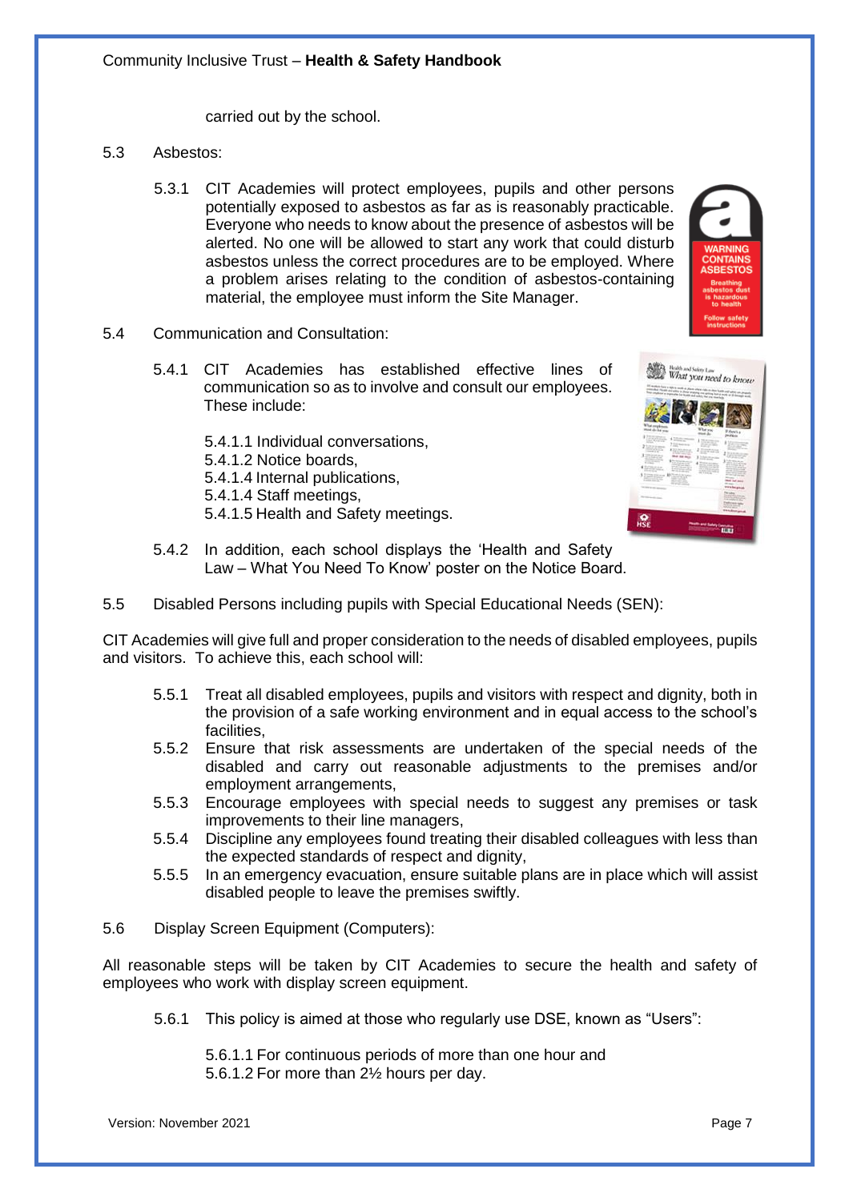carried out by the school.

5.3 Asbestos:

5.3.1 CIT Academies will protect employees, pupils and other persons potentially exposed to asbestos as far as is reasonably practicable. Everyone who needs to know about the presence of asbestos will be alerted. No one will be allowed to start any work that could disturb asbestos unless the correct procedures are to be employed. Where a problem arises relating to the condition of asbestos-containing material, the employee must inform the Site Manager.

5.4 Communication and Consultation:

5.4.1 CIT Academies has established effective lines of communication so as to involve and consult our employees. These include:

5.4.1.1 Individual conversations,
5.4.1.2 Notice boards,
5.4.1.4 Internal publications,
5.4.1.4 Staff meetings,
5.4.1.5 Health and Safety meetings.

5.4.2 In addition, each school displays the 'Health and Safety Law – What You Need To Know' poster on the Notice Board.

5.5 Disabled Persons including pupils with Special Educational Needs (SEN):

CIT Academies will give full and proper consideration to the needs of disabled employees, pupils and visitors. To achieve this, each school will:

5.5.1 Treat all disabled employees, pupils and visitors with respect and dignity, both in the provision of a safe working environment and in equal access to the school's facilities,
5.5.2 Ensure that risk assessments are undertaken of the special needs of the disabled and carry out reasonable adjustments to the premises and/or employment arrangements,
5.5.3 Encourage employees with special needs to suggest any premises or task improvements to their line managers,
5.5.4 Discipline any employees found treating their disabled colleagues with less than the expected standards of respect and dignity,
5.5.5 In an emergency evacuation, ensure suitable plans are in place which will assist disabled people to leave the premises swiftly.

5.6 Display Screen Equipment (Computers):

All reasonable steps will be taken by CIT Academies to secure the health and safety of employees who work with display screen equipment.

5.6.1 This policy is aimed at those who regularly use DSE, known as "Users":

5.6.1.1 For continuous periods of more than one hour and
5.6.1.2 For more than 2½ hours per day.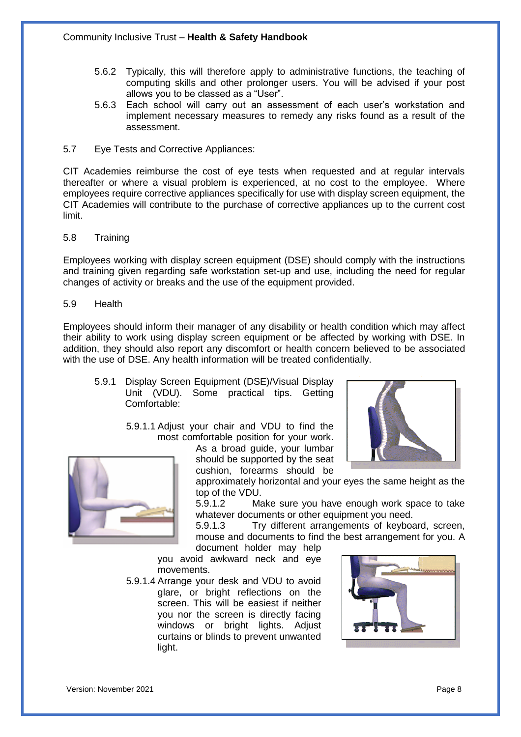5.6.2 Typically, this will therefore apply to administrative functions, the teaching of computing skills and other prolonger users. You will be advised if your post allows you to be classed as a "User".

5.6.3 Each school will carry out an assessment of each user's workstation and implement necessary measures to remedy any risks found as a result of the assessment.

5.7 Eye Tests and Corrective Appliances:

CIT Academies reimburse the cost of eye tests when requested and at regular intervals thereafter or where a visual problem is experienced, at no cost to the employee. Where employees require corrective appliances specifically for use with display screen equipment, the CIT Academies will contribute to the purchase of corrective appliances up to the current cost limit.

5.8 Training

Employees working with display screen equipment (DSE) should comply with the instructions and training given regarding safe workstation set-up and use, including the need for regular changes of activity or breaks and the use of the equipment provided.

5.9 Health

Employees should inform their manager of any disability or health condition which may affect their ability to work using display screen equipment or be affected by working with DSE. In addition, they should also report any discomfort or health concern believed to be associated with the use of DSE. Any health information will be treated confidentially.

5.9.1 Display Screen Equipment (DSE)/Visual Display Unit (VDU). Some practical tips. Getting Comfortable:

5.9.1.1 Adjust your chair and VDU to find the most comfortable position for your work. As a broad guide, your lumbar should be supported by the seat cushion, forearms should be approximately horizontal and your eyes the same height as the top of the VDU.

5.9.1.2 Make sure you have enough work space to take whatever documents or other equipment you need.

5.9.1.3 Try different arrangements of keyboard, screen, mouse and documents to find the best arrangement for you. A document holder may help you avoid awkward neck and eye movements.

5.9.1.4 Arrange your desk and VDU to avoid glare, or bright reflections on the screen. This will be easiest if neither you nor the screen is directly facing windows or bright lights. Adjust curtains or blinds to prevent unwanted light.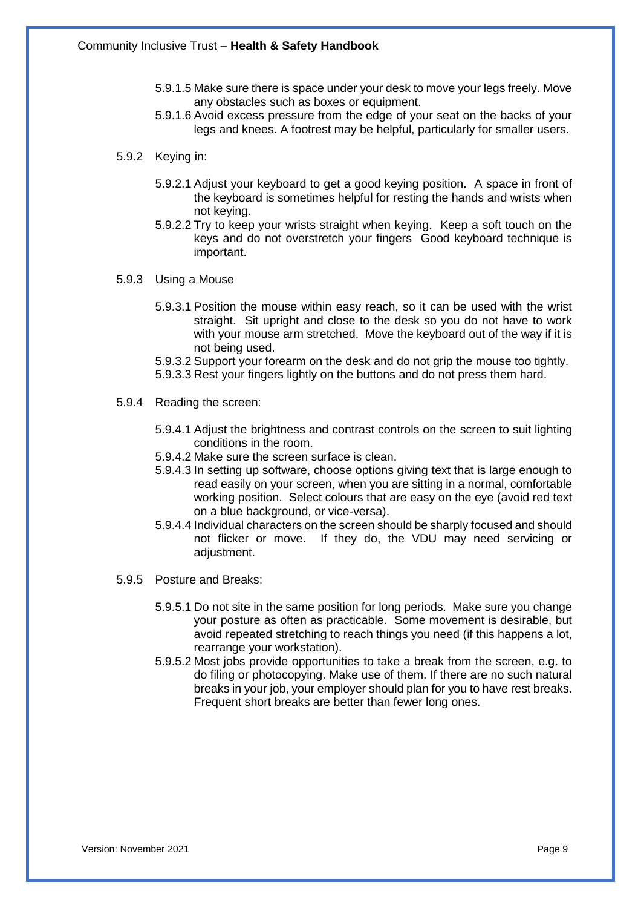5.9.1.5 Make sure there is space under your desk to move your legs freely. Move any obstacles such as boxes or equipment.

5.9.1.6 Avoid excess pressure from the edge of your seat on the backs of your legs and knees. A footrest may be helpful, particularly for smaller users.

5.9.2 Keying in:

5.9.2.1 Adjust your keyboard to get a good keying position. A space in front of the keyboard is sometimes helpful for resting the hands and wrists when not keying.

5.9.2.2 Try to keep your wrists straight when keying. Keep a soft touch on the keys and do not overstretch your fingers Good keyboard technique is important.

5.9.3 Using a Mouse

5.9.3.1 Position the mouse within easy reach, so it can be used with the wrist straight. Sit upright and close to the desk so you do not have to work with your mouse arm stretched. Move the keyboard out of the way if it is not being used.

5.9.3.2 Support your forearm on the desk and do not grip the mouse too tightly.

5.9.3.3 Rest your fingers lightly on the buttons and do not press them hard.

5.9.4 Reading the screen:

5.9.4.1 Adjust the brightness and contrast controls on the screen to suit lighting conditions in the room.

5.9.4.2 Make sure the screen surface is clean.

5.9.4.3 In setting up software, choose options giving text that is large enough to read easily on your screen, when you are sitting in a normal, comfortable working position. Select colours that are easy on the eye (avoid red text on a blue background, or vice-versa).

5.9.4.4 Individual characters on the screen should be sharply focused and should not flicker or move. If they do, the VDU may need servicing or adjustment.

5.9.5 Posture and Breaks:

5.9.5.1 Do not site in the same position for long periods. Make sure you change your posture as often as practicable. Some movement is desirable, but avoid repeated stretching to reach things you need (if this happens a lot, rearrange your workstation).

5.9.5.2 Most jobs provide opportunities to take a break from the screen, e.g. to do filing or photocopying. Make use of them. If there are no such natural breaks in your job, your employer should plan for you to have rest breaks. Frequent short breaks are better than fewer long ones.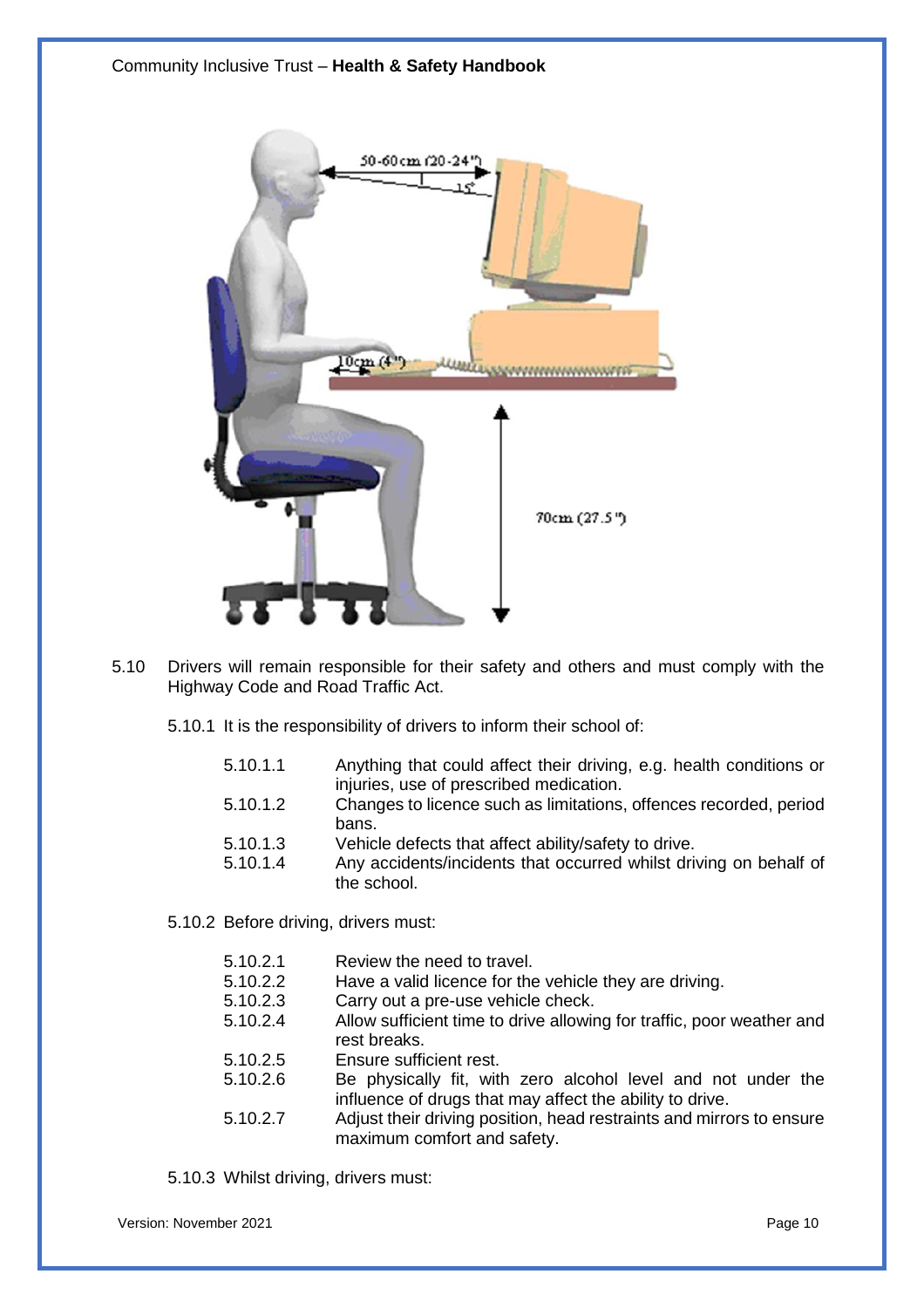5.10 Drivers will remain responsible for their safety and others and must comply with the Highway Code and Road Traffic Act.

5.10.1 It is the responsibility of drivers to inform their school of:

- 5.10.1.1 Anything that could affect their driving, e.g. health conditions or injuries, use of prescribed medication.
- 5.10.1.2 Changes to licence such as limitations, offences recorded, period bans.
- 5.10.1.3 Vehicle defects that affect ability/safety to drive.
- 5.10.1.4 Any accidents/incidents that occurred whilst driving on behalf of the school.

5.10.2 Before driving, drivers must:

- 5.10.2.1 Review the need to travel.
- 5.10.2.2 Have a valid licence for the vehicle they are driving.
- 5.10.2.3 Carry out a pre-use vehicle check.
- 5.10.2.4 Allow sufficient time to drive allowing for traffic, poor weather and rest breaks.
- 5.10.2.5 Ensure sufficient rest.
- 5.10.2.6 Be physically fit, with zero alcohol level and not under the influence of drugs that may affect the ability to drive.
- 5.10.2.7 Adjust their driving position, head restraints and mirrors to ensure maximum comfort and safety.

5.10.3 Whilst driving, drivers must: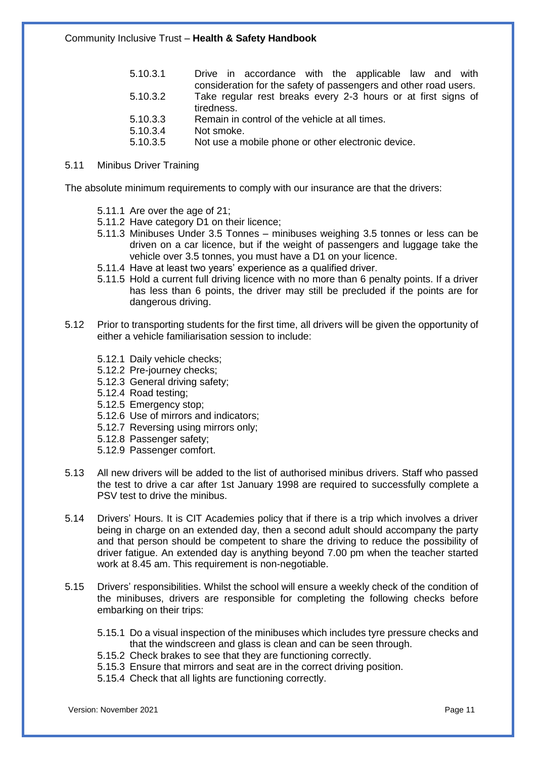5.10.3.1 Drive in accordance with the applicable law and with consideration for the safety of passengers and other road users.
5.10.3.2 Take regular rest breaks every 2-3 hours or at first signs of tiredness.
5.10.3.3 Remain in control of the vehicle at all times.
5.10.3.4 Not smoke.
5.10.3.5 Not use a mobile phone or other electronic device.

5.11 Minibus Driver Training

The absolute minimum requirements to comply with our insurance are that the drivers:

5.11.1 Are over the age of 21;
5.11.2 Have category D1 on their licence;
5.11.3 Minibuses Under 3.5 Tonnes – minibuses weighing 3.5 tonnes or less can be driven on a car licence, but if the weight of passengers and luggage take the vehicle over 3.5 tonnes, you must have a D1 on your licence.
5.11.4 Have at least two years' experience as a qualified driver.
5.11.5 Hold a current full driving licence with no more than 6 penalty points. If a driver has less than 6 points, the driver may still be precluded if the points are for dangerous driving.

5.12 Prior to transporting students for the first time, all drivers will be given the opportunity of either a vehicle familiarisation session to include:

5.12.1 Daily vehicle checks;
5.12.2 Pre-journey checks;
5.12.3 General driving safety;
5.12.4 Road testing;
5.12.5 Emergency stop;
5.12.6 Use of mirrors and indicators;
5.12.7 Reversing using mirrors only;
5.12.8 Passenger safety;
5.12.9 Passenger comfort.

5.13 All new drivers will be added to the list of authorised minibus drivers. Staff who passed the test to drive a car after 1st January 1998 are required to successfully complete a PSV test to drive the minibus.

5.14 Drivers' Hours. It is CIT Academies policy that if there is a trip which involves a driver being in charge on an extended day, then a second adult should accompany the party and that person should be competent to share the driving to reduce the possibility of driver fatigue. An extended day is anything beyond 7.00 pm when the teacher started work at 8.45 am. This requirement is non-negotiable.

5.15 Drivers' responsibilities. Whilst the school will ensure a weekly check of the condition of the minibuses, drivers are responsible for completing the following checks before embarking on their trips:

5.15.1 Do a visual inspection of the minibuses which includes tyre pressure checks and that the windscreen and glass is clean and can be seen through.
5.15.2 Check brakes to see that they are functioning correctly.
5.15.3 Ensure that mirrors and seat are in the correct driving position.
5.15.4 Check that all lights are functioning correctly.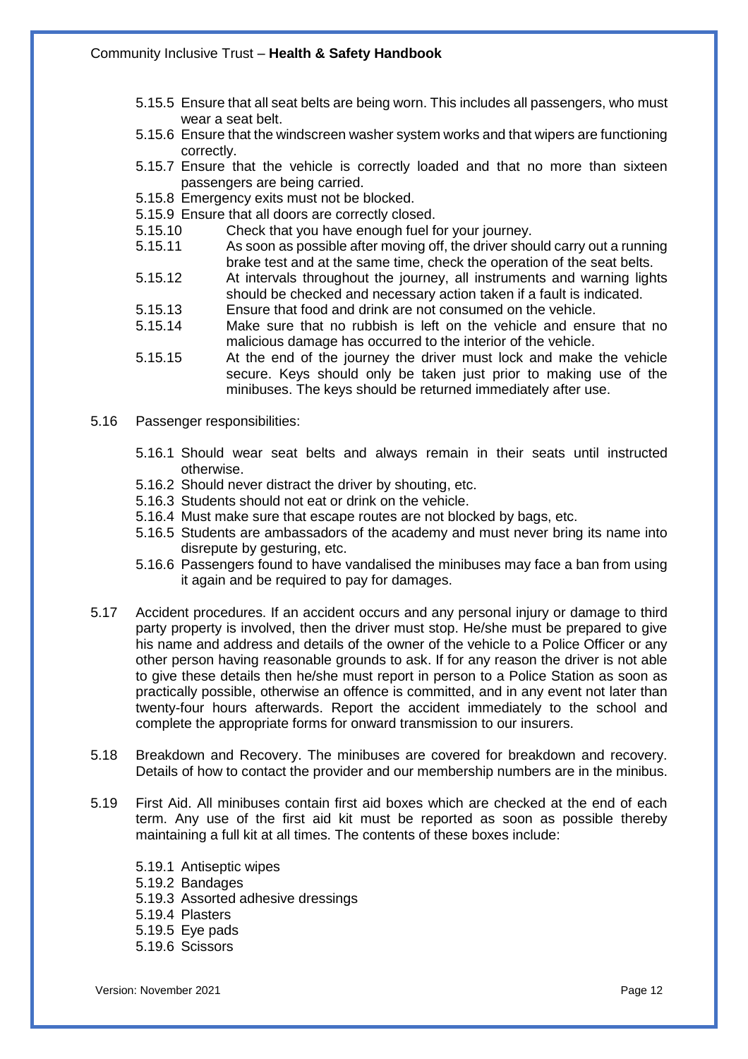- 5.15.5 Ensure that all seat belts are being worn. This includes all passengers, who must wear a seat belt.
- 5.15.6 Ensure that the windscreen washer system works and that wipers are functioning correctly.
- 5.15.7 Ensure that the vehicle is correctly loaded and that no more than sixteen passengers are being carried.
- 5.15.8 Emergency exits must not be blocked.
- 5.15.9 Ensure that all doors are correctly closed.
- 5.15.10 Check that you have enough fuel for your journey.
- 5.15.11 As soon as possible after moving off, the driver should carry out a running brake test and at the same time, check the operation of the seat belts.
- 5.15.12 At intervals throughout the journey, all instruments and warning lights should be checked and necessary action taken if a fault is indicated.
- 5.15.13 Ensure that food and drink are not consumed on the vehicle.
- 5.15.14 Make sure that no rubbish is left on the vehicle and ensure that no malicious damage has occurred to the interior of the vehicle.
- 5.15.15 At the end of the journey the driver must lock and make the vehicle secure. Keys should only be taken just prior to making use of the minibuses. The keys should be returned immediately after use.

5.16 Passenger responsibilities:

- 5.16.1 Should wear seat belts and always remain in their seats until instructed otherwise.
- 5.16.2 Should never distract the driver by shouting, etc.
- 5.16.3 Students should not eat or drink on the vehicle.
- 5.16.4 Must make sure that escape routes are not blocked by bags, etc.
- 5.16.5 Students are ambassadors of the academy and must never bring its name into disrepute by gesturing, etc.
- 5.16.6 Passengers found to have vandalised the minibuses may face a ban from using it again and be required to pay for damages.

5.17 Accident procedures. If an accident occurs and any personal injury or damage to third party property is involved, then the driver must stop. He/she must be prepared to give his name and address and details of the owner of the vehicle to a Police Officer or any other person having reasonable grounds to ask. If for any reason the driver is not able to give these details then he/she must report in person to a Police Station as soon as practically possible, otherwise an offence is committed, and in any event not later than twenty-four hours afterwards. Report the accident immediately to the school and complete the appropriate forms for onward transmission to our insurers.

5.18 Breakdown and Recovery. The minibuses are covered for breakdown and recovery. Details of how to contact the provider and our membership numbers are in the minibus.

5.19 First Aid. All minibuses contain first aid boxes which are checked at the end of each term. Any use of the first aid kit must be reported as soon as possible thereby maintaining a full kit at all times. The contents of these boxes include:

- 5.19.1 Antiseptic wipes
- 5.19.2 Bandages
- 5.19.3 Assorted adhesive dressings
- 5.19.4 Plasters
- 5.19.5 Eye pads
- 5.19.6 Scissors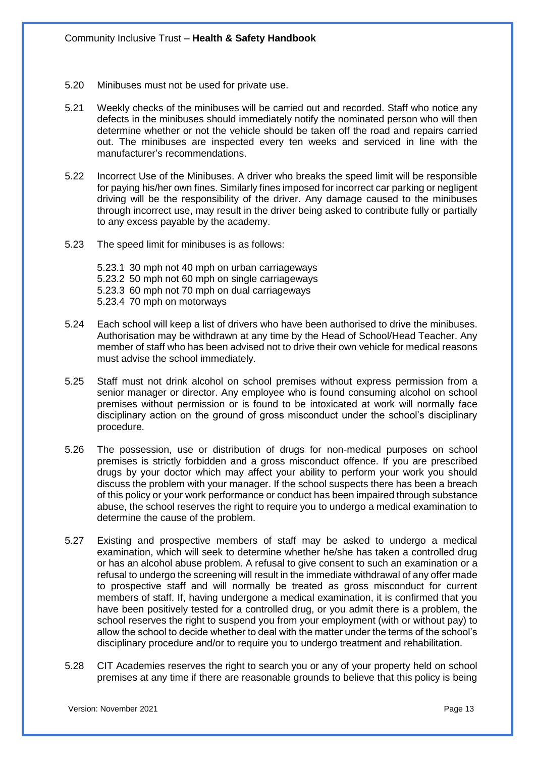5.20 Minibuses must not be used for private use.

5.21 Weekly checks of the minibuses will be carried out and recorded. Staff who notice any defects in the minibuses should immediately notify the nominated person who will then determine whether or not the vehicle should be taken off the road and repairs carried out. The minibuses are inspected every ten weeks and serviced in line with the manufacturer's recommendations.

5.22 Incorrect Use of the Minibuses. A driver who breaks the speed limit will be responsible for paying his/her own fines. Similarly fines imposed for incorrect car parking or negligent driving will be the responsibility of the driver. Any damage caused to the minibuses through incorrect use, may result in the driver being asked to contribute fully or partially to any excess payable by the academy.

5.23 The speed limit for minibuses is as follows:

- 5.23.1 30 mph not 40 mph on urban carriageways
- 5.23.2 50 mph not 60 mph on single carriageways
- 5.23.3 60 mph not 70 mph on dual carriageways
- 5.23.4 70 mph on motorways

5.24 Each school will keep a list of drivers who have been authorised to drive the minibuses. Authorisation may be withdrawn at any time by the Head of School/Head Teacher. Any member of staff who has been advised not to drive their own vehicle for medical reasons must advise the school immediately.

5.25 Staff must not drink alcohol on school premises without express permission from a senior manager or director. Any employee who is found consuming alcohol on school premises without permission or is found to be intoxicated at work will normally face disciplinary action on the ground of gross misconduct under the school's disciplinary procedure.

5.26 The possession, use or distribution of drugs for non-medical purposes on school premises is strictly forbidden and a gross misconduct offence. If you are prescribed drugs by your doctor which may affect your ability to perform your work you should discuss the problem with your manager. If the school suspects there has been a breach of this policy or your work performance or conduct has been impaired through substance abuse, the school reserves the right to require you to undergo a medical examination to determine the cause of the problem.

5.27 Existing and prospective members of staff may be asked to undergo a medical examination, which will seek to determine whether he/she has taken a controlled drug or has an alcohol abuse problem. A refusal to give consent to such an examination or a refusal to undergo the screening will result in the immediate withdrawal of any offer made to prospective staff and will normally be treated as gross misconduct for current members of staff. If, having undergone a medical examination, it is confirmed that you have been positively tested for a controlled drug, or you admit there is a problem, the school reserves the right to suspend you from your employment (with or without pay) to allow the school to decide whether to deal with the matter under the terms of the school's disciplinary procedure and/or to require you to undergo treatment and rehabilitation.

5.28 CIT Academies reserves the right to search you or any of your property held on school premises at any time if there are reasonable grounds to believe that this policy is being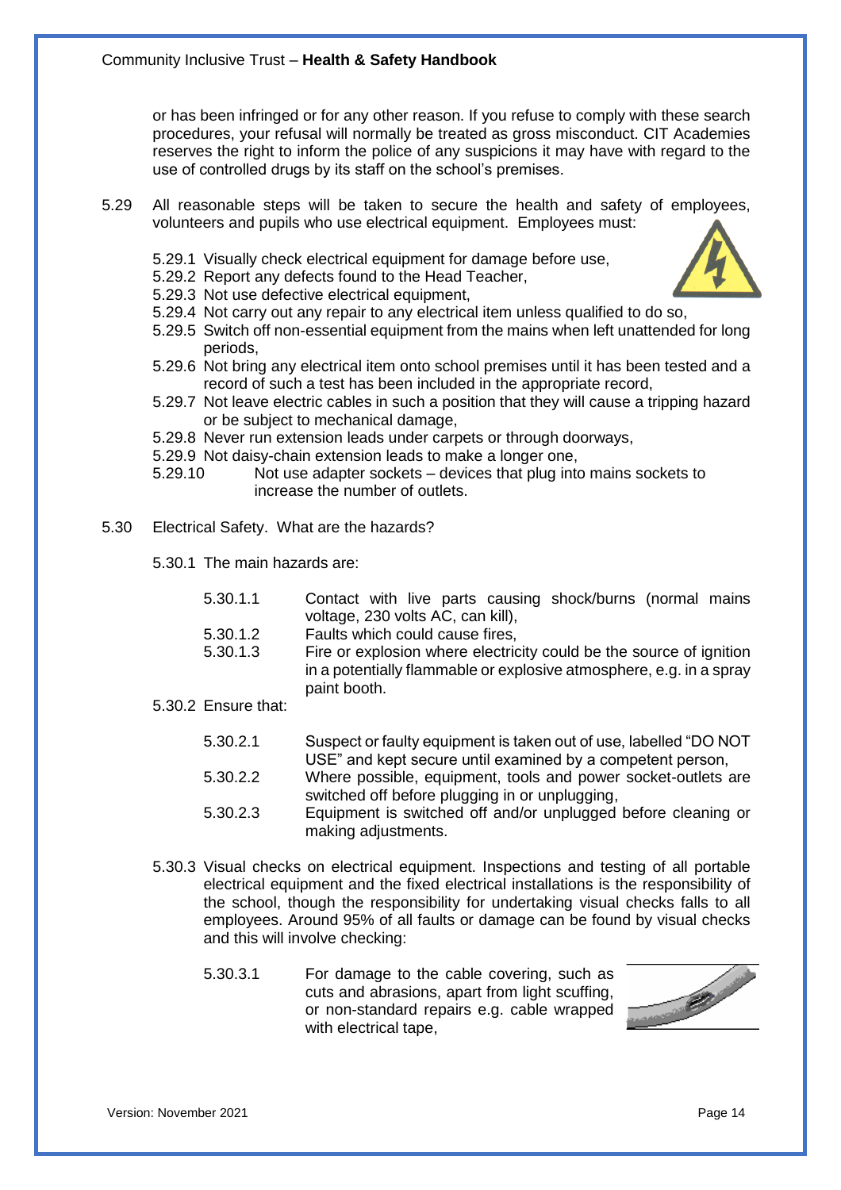or has been infringed or for any other reason. If you refuse to comply with these search procedures, your refusal will normally be treated as gross misconduct. CIT Academies reserves the right to inform the police of any suspicions it may have with regard to the use of controlled drugs by its staff on the school's premises.

5.29 All reasonable steps will be taken to secure the health and safety of employees, volunteers and pupils who use electrical equipment. Employees must:

- 5.29.1 Visually check electrical equipment for damage before use,
- 5.29.2 Report any defects found to the Head Teacher,
- 5.29.3 Not use defective electrical equipment,
- 5.29.4 Not carry out any repair to any electrical item unless qualified to do so,
- 5.29.5 Switch off non-essential equipment from the mains when left unattended for long periods,
- 5.29.6 Not bring any electrical item onto school premises until it has been tested and a record of such a test has been included in the appropriate record,
- 5.29.7 Not leave electric cables in such a position that they will cause a tripping hazard or be subject to mechanical damage,
- 5.29.8 Never run extension leads under carpets or through doorways,
- 5.29.9 Not daisy-chain extension leads to make a longer one,
- 5.29.10 Not use adapter sockets – devices that plug into mains sockets to increase the number of outlets.

5.30 Electrical Safety. What are the hazards?

5.30.1 The main hazards are:

- 5.30.1.1 Contact with live parts causing shock/burns (normal mains voltage, 230 volts AC, can kill),
- 5.30.1.2 Faults which could cause fires,
- 5.30.1.3 Fire or explosion where electricity could be the source of ignition in a potentially flammable or explosive atmosphere, e.g. in a spray paint booth.

5.30.2 Ensure that:

- 5.30.2.1 Suspect or faulty equipment is taken out of use, labelled "DO NOT USE" and kept secure until examined by a competent person,
- 5.30.2.2 Where possible, equipment, tools and power socket-outlets are switched off before plugging in or unplugging,
- 5.30.2.3 Equipment is switched off and/or unplugged before cleaning or making adjustments.

5.30.3 Visual checks on electrical equipment. Inspections and testing of all portable electrical equipment and the fixed electrical installations is the responsibility of the school, though the responsibility for undertaking visual checks falls to all employees. Around 95% of all faults or damage can be found by visual checks and this will involve checking:

- 5.30.3.1 For damage to the cable covering, such as cuts and abrasions, apart from light scuffing, or non-standard repairs e.g. cable wrapped with electrical tape,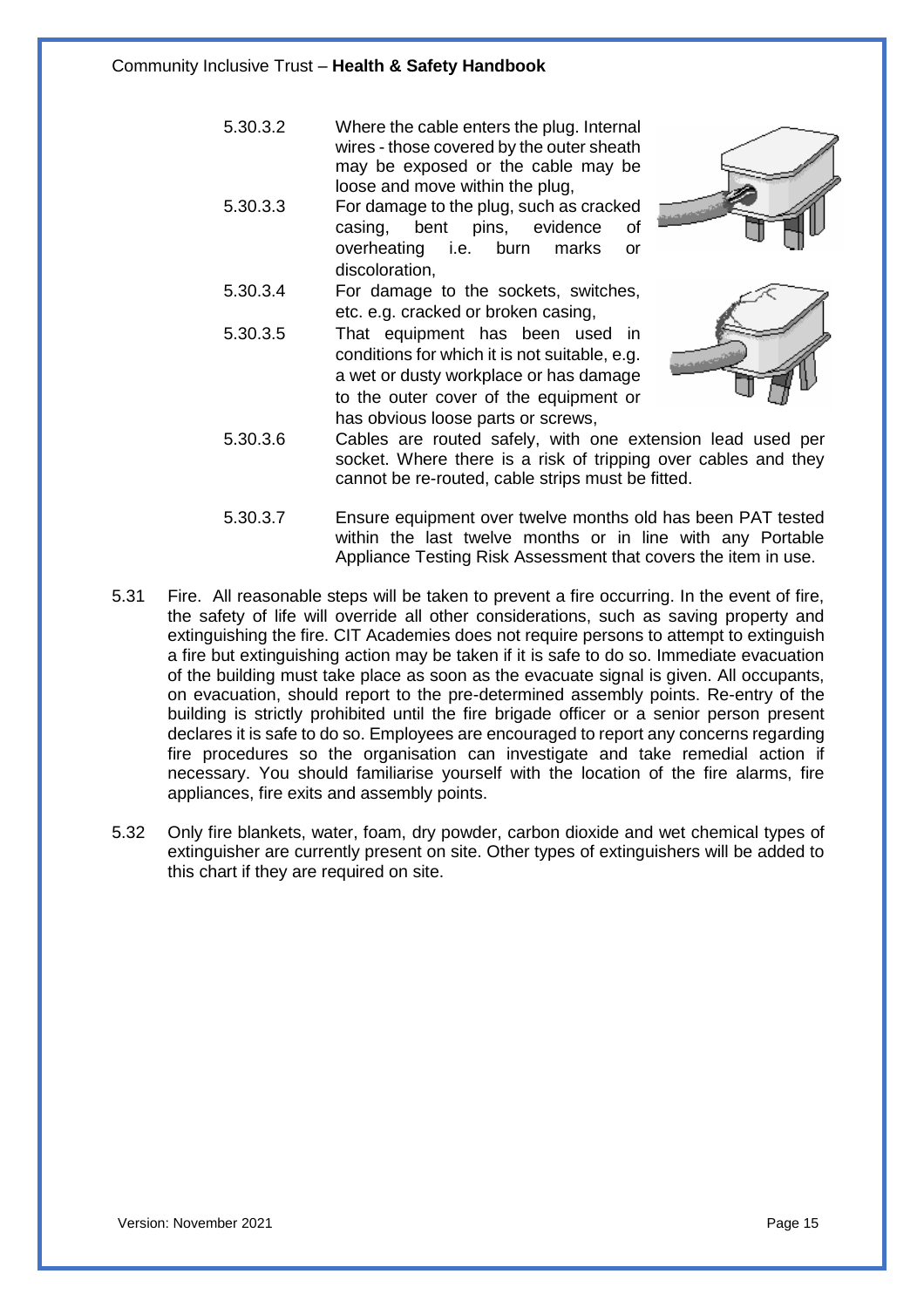5.30.3.2 Where the cable enters the plug. Internal wires - those covered by the outer sheath may be exposed or the cable may be loose and move within the plug,

5.30.3.3 For damage to the plug, such as cracked casing, bent pins, evidence of overheating i.e. burn marks or discoloration,

5.30.3.4 For damage to the sockets, switches, etc. e.g. cracked or broken casing,

5.30.3.5 That equipment has been used in conditions for which it is not suitable, e.g. a wet or dusty workplace or has damage to the outer cover of the equipment or has obvious loose parts or screws,

5.30.3.6 Cables are routed safely, with one extension lead used per socket. Where there is a risk of tripping over cables and they cannot be re-routed, cable strips must be fitted.

5.30.3.7 Ensure equipment over twelve months old has been PAT tested within the last twelve months or in line with any Portable Appliance Testing Risk Assessment that covers the item in use.

5.31 Fire. All reasonable steps will be taken to prevent a fire occurring. In the event of fire, the safety of life will override all other considerations, such as saving property and extinguishing the fire. CIT Academies does not require persons to attempt to extinguish a fire but extinguishing action may be taken if it is safe to do so. Immediate evacuation of the building must take place as soon as the evacuate signal is given. All occupants, on evacuation, should report to the pre-determined assembly points. Re-entry of the building is strictly prohibited until the fire brigade officer or a senior person present declares it is safe to do so. Employees are encouraged to report any concerns regarding fire procedures so the organisation can investigate and take remedial action if necessary. You should familiarise yourself with the location of the fire alarms, fire appliances, fire exits and assembly points.

5.32 Only fire blankets, water, foam, dry powder, carbon dioxide and wet chemical types of extinguisher are currently present on site. Other types of extinguishers will be added to this chart if they are required on site.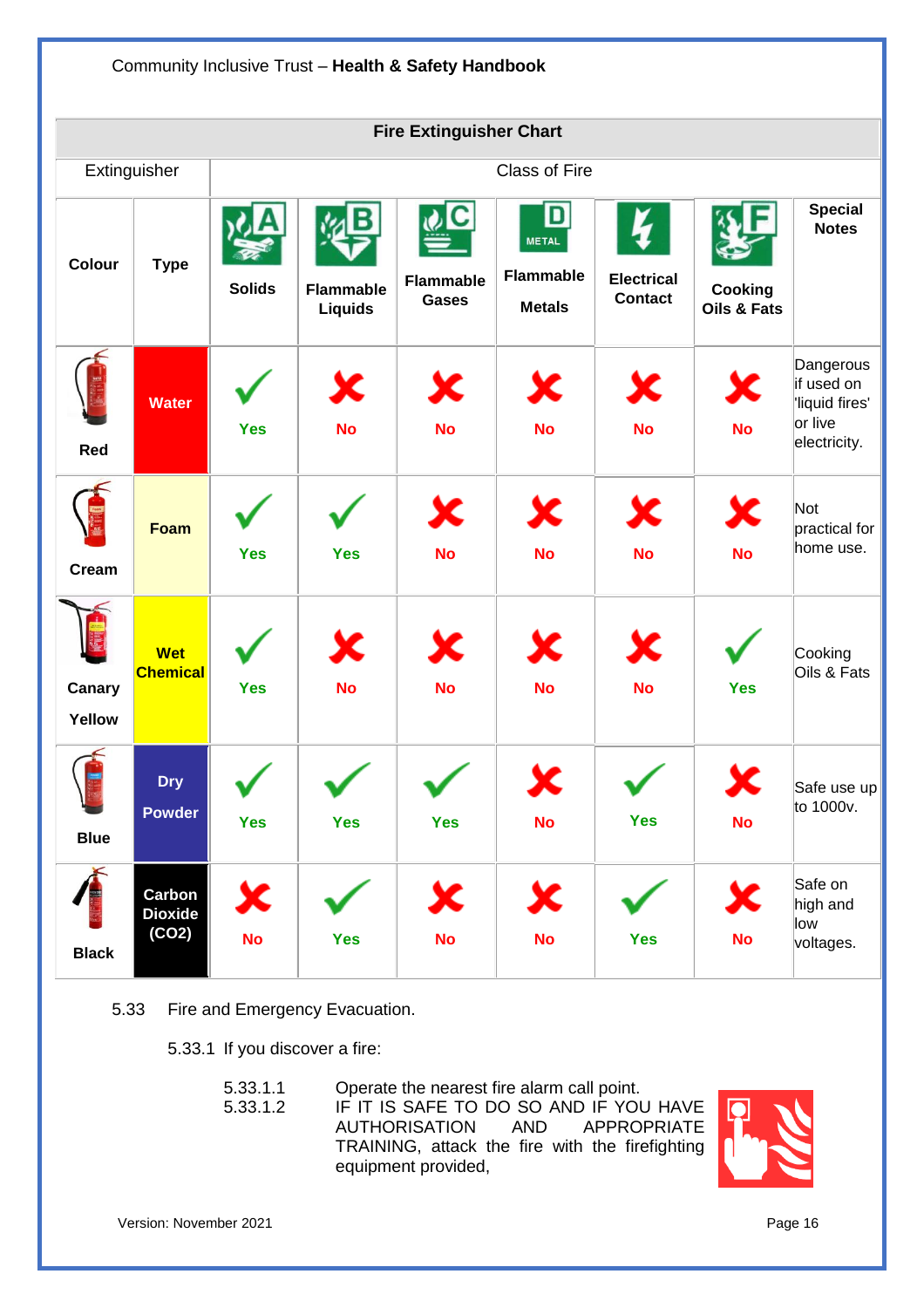| Fire Extinguisher Chart | | | | | | | | |
|---|---|---|---|---|---|---|---|---|
| Extinguisher | | Class of Fire | | | | | | |
| **Colour** | **Type** | **Solids** | **Flammable Liquids** | **Flammable Gases** | **Flammable Metals** | **Electrical Contact** | **Cooking Oils & Fats** | **Special Notes** |
| **Red** | **Water** | **Yes** | **No** | **No** | **No** | **No** | **No** | Dangerous if used on 'liquid fires' or live electricity. |
| **Cream** | **Foam** | **Yes** | **Yes** | **No** | **No** | **No** | **No** | Not practical for home use. |
| **Canary Yellow** | **Wet Chemical** | **Yes** | **No** | **No** | **No** | **No** | **Yes** | Cooking Oils & Fats |
| **Blue** | **Dry Powder** | **Yes** | **Yes** | **Yes** | **No** | **Yes** | **No** | Safe use up to 1000v. |
| **Black** | **Carbon Dioxide (CO2)** | **No** | **Yes** | **No** | **No** | **Yes** | **No** | Safe on high and low voltages. |

5.33 Fire and Emergency Evacuation.

5.33.1 If you discover a fire:

5.33.1.1 Operate the nearest fire alarm call point.

5.33.1.2 IF IT IS SAFE TO DO SO AND IF YOU HAVE AUTHORISATION AND APPROPRIATE TRAINING, attack the fire with the firefighting equipment provided,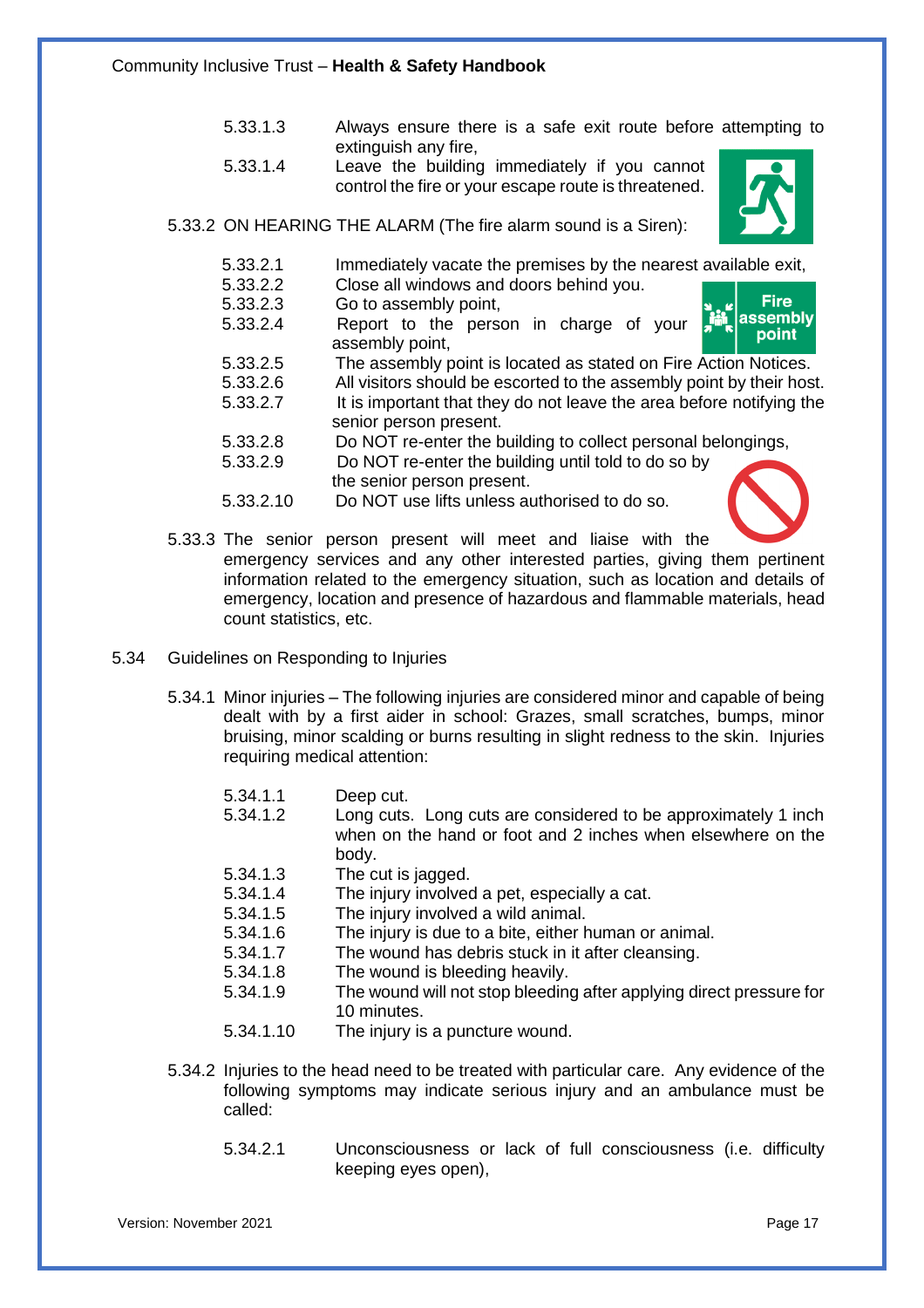- 5.33.1.3 Always ensure there is a safe exit route before attempting to extinguish any fire,
- 5.33.1.4 Leave the building immediately if you cannot control the fire or your escape route is threatened.

5.33.2 ON HEARING THE ALARM (The fire alarm sound is a Siren):

- 5.33.2.1 Immediately vacate the premises by the nearest available exit,
- 5.33.2.2 Close all windows and doors behind you.
- 5.33.2.3 Go to assembly point,
- 5.33.2.4 Report to the person in charge of your assembly point,
- 5.33.2.5 The assembly point is located as stated on Fire Action Notices.
- 5.33.2.6 All visitors should be escorted to the assembly point by their host.
- 5.33.2.7 It is important that they do not leave the area before notifying the senior person present.
- 5.33.2.8 Do NOT re-enter the building to collect personal belongings,
- 5.33.2.9 Do NOT re-enter the building until told to do so by the senior person present.
- 5.33.2.10 Do NOT use lifts unless authorised to do so.

5.33.3 The senior person present will meet and liaise with the emergency services and any other interested parties, giving them pertinent information related to the emergency situation, such as location and details of emergency, location and presence of hazardous and flammable materials, head count statistics, etc.

## 5.34 Guidelines on Responding to Injuries

5.34.1 Minor injuries – The following injuries are considered minor and capable of being dealt with by a first aider in school: Grazes, small scratches, bumps, minor bruising, minor scalding or burns resulting in slight redness to the skin. Injuries requiring medical attention:

- 5.34.1.1 Deep cut.
- 5.34.1.2 Long cuts. Long cuts are considered to be approximately 1 inch when on the hand or foot and 2 inches when elsewhere on the body.
- 5.34.1.3 The cut is jagged.
- 5.34.1.4 The injury involved a pet, especially a cat.
- 5.34.1.5 The injury involved a wild animal.
- 5.34.1.6 The injury is due to a bite, either human or animal.
- 5.34.1.7 The wound has debris stuck in it after cleansing.
- 5.34.1.8 The wound is bleeding heavily.
- 5.34.1.9 The wound will not stop bleeding after applying direct pressure for 10 minutes.
- 5.34.1.10 The injury is a puncture wound.

5.34.2 Injuries to the head need to be treated with particular care. Any evidence of the following symptoms may indicate serious injury and an ambulance must be called:

- 5.34.2.1 Unconsciousness or lack of full consciousness (i.e. difficulty keeping eyes open),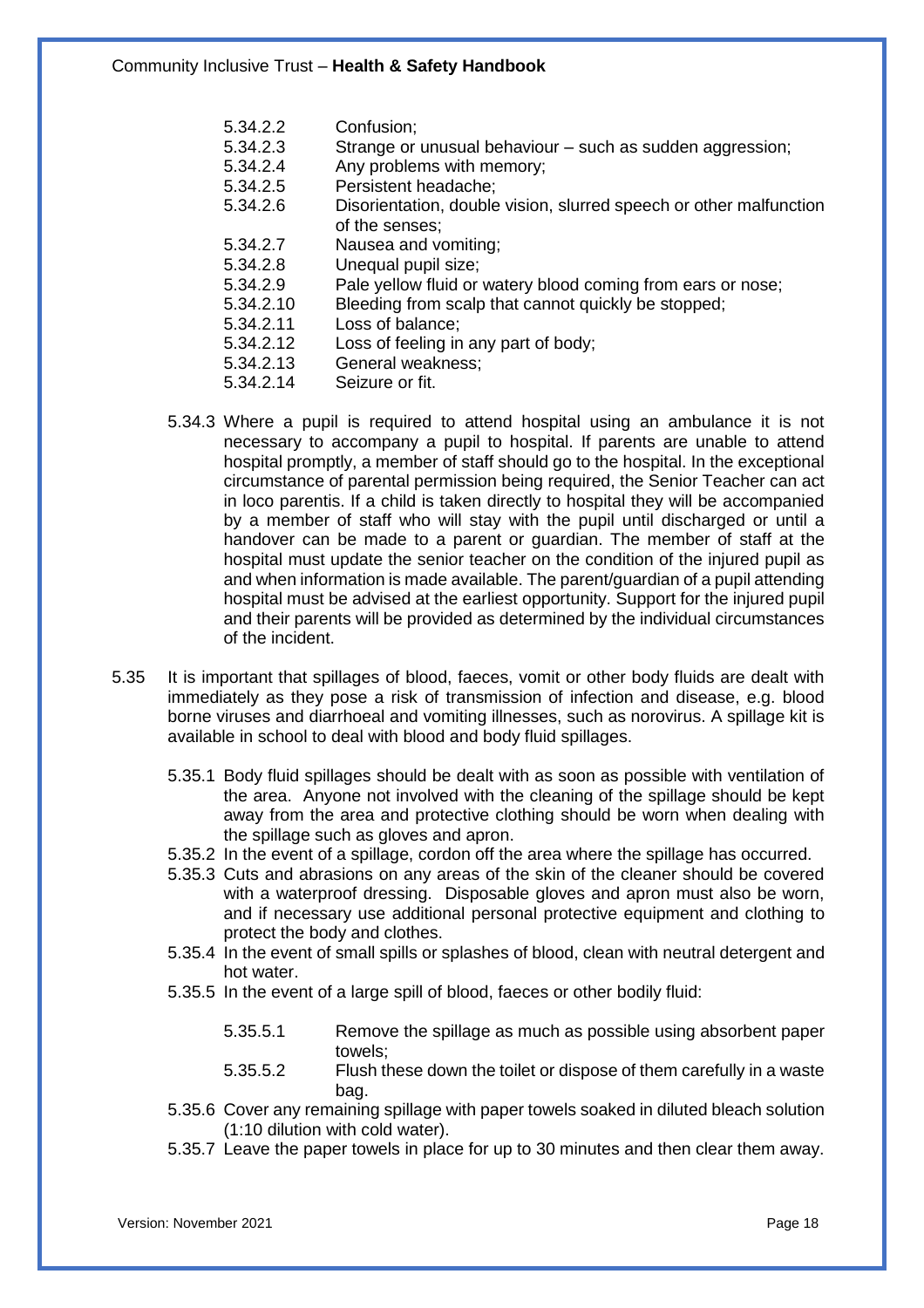- 5.34.2.2 Confusion;
- 5.34.2.3 Strange or unusual behaviour – such as sudden aggression;
- 5.34.2.4 Any problems with memory;
- 5.34.2.5 Persistent headache;
- 5.34.2.6 Disorientation, double vision, slurred speech or other malfunction of the senses;
- 5.34.2.7 Nausea and vomiting;
- 5.34.2.8 Unequal pupil size;
- 5.34.2.9 Pale yellow fluid or watery blood coming from ears or nose;
- 5.34.2.10 Bleeding from scalp that cannot quickly be stopped;
- 5.34.2.11 Loss of balance;
- 5.34.2.12 Loss of feeling in any part of body;
- 5.34.2.13 General weakness;
- 5.34.2.14 Seizure or fit.

5.34.3 Where a pupil is required to attend hospital using an ambulance it is not necessary to accompany a pupil to hospital. If parents are unable to attend hospital promptly, a member of staff should go to the hospital. In the exceptional circumstance of parental permission being required, the Senior Teacher can act in loco parentis. If a child is taken directly to hospital they will be accompanied by a member of staff who will stay with the pupil until discharged or until a handover can be made to a parent or guardian. The member of staff at the hospital must update the senior teacher on the condition of the injured pupil as and when information is made available. The parent/guardian of a pupil attending hospital must be advised at the earliest opportunity. Support for the injured pupil and their parents will be provided as determined by the individual circumstances of the incident.

5.35 It is important that spillages of blood, faeces, vomit or other body fluids are dealt with immediately as they pose a risk of transmission of infection and disease, e.g. blood borne viruses and diarrhoeal and vomiting illnesses, such as norovirus. A spillage kit is available in school to deal with blood and body fluid spillages.

5.35.1 Body fluid spillages should be dealt with as soon as possible with ventilation of the area. Anyone not involved with the cleaning of the spillage should be kept away from the area and protective clothing should be worn when dealing with the spillage such as gloves and apron.

5.35.2 In the event of a spillage, cordon off the area where the spillage has occurred.

5.35.3 Cuts and abrasions on any areas of the skin of the cleaner should be covered with a waterproof dressing. Disposable gloves and apron must also be worn, and if necessary use additional personal protective equipment and clothing to protect the body and clothes.

5.35.4 In the event of small spills or splashes of blood, clean with neutral detergent and hot water.

5.35.5 In the event of a large spill of blood, faeces or other bodily fluid:

- 5.35.5.1 Remove the spillage as much as possible using absorbent paper towels;
- 5.35.5.2 Flush these down the toilet or dispose of them carefully in a waste bag.

5.35.6 Cover any remaining spillage with paper towels soaked in diluted bleach solution (1:10 dilution with cold water).

5.35.7 Leave the paper towels in place for up to 30 minutes and then clear them away.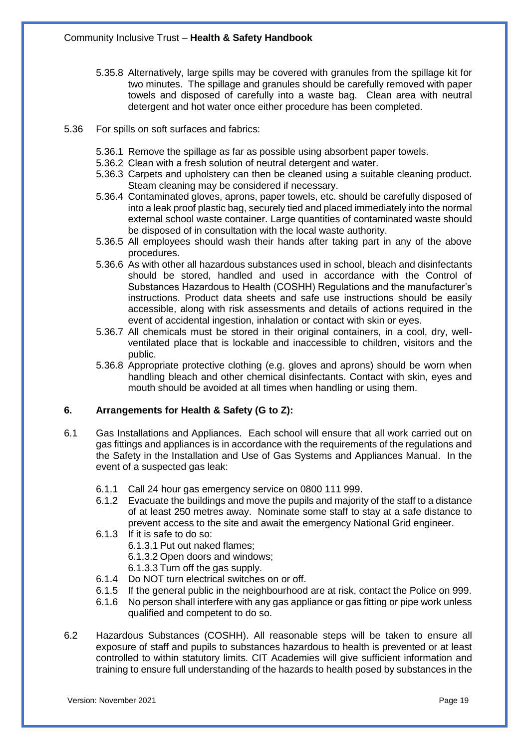5.35.8 Alternatively, large spills may be covered with granules from the spillage kit for two minutes. The spillage and granules should be carefully removed with paper towels and disposed of carefully into a waste bag. Clean area with neutral detergent and hot water once either procedure has been completed.

5.36 For spills on soft surfaces and fabrics:

5.36.1 Remove the spillage as far as possible using absorbent paper towels.
5.36.2 Clean with a fresh solution of neutral detergent and water.
5.36.3 Carpets and upholstery can then be cleaned using a suitable cleaning product. Steam cleaning may be considered if necessary.
5.36.4 Contaminated gloves, aprons, paper towels, etc. should be carefully disposed of into a leak proof plastic bag, securely tied and placed immediately into the normal external school waste container. Large quantities of contaminated waste should be disposed of in consultation with the local waste authority.
5.36.5 All employees should wash their hands after taking part in any of the above procedures.
5.36.6 As with other all hazardous substances used in school, bleach and disinfectants should be stored, handled and used in accordance with the Control of Substances Hazardous to Health (COSHH) Regulations and the manufacturer's instructions. Product data sheets and safe use instructions should be easily accessible, along with risk assessments and details of actions required in the event of accidental ingestion, inhalation or contact with skin or eyes.
5.36.7 All chemicals must be stored in their original containers, in a cool, dry, well-ventilated place that is lockable and inaccessible to children, visitors and the public.
5.36.8 Appropriate protective clothing (e.g. gloves and aprons) should be worn when handling bleach and other chemical disinfectants. Contact with skin, eyes and mouth should be avoided at all times when handling or using them.

## 6. Arrangements for Health & Safety (G to Z):

6.1 Gas Installations and Appliances. Each school will ensure that all work carried out on gas fittings and appliances is in accordance with the requirements of the regulations and the Safety in the Installation and Use of Gas Systems and Appliances Manual. In the event of a suspected gas leak:

6.1.1 Call 24 hour gas emergency service on 0800 111 999.
6.1.2 Evacuate the buildings and move the pupils and majority of the staff to a distance of at least 250 metres away. Nominate some staff to stay at a safe distance to prevent access to the site and await the emergency National Grid engineer.
6.1.3 If it is safe to do so:
6.1.3.1 Put out naked flames;
6.1.3.2 Open doors and windows;
6.1.3.3 Turn off the gas supply.
6.1.4 Do NOT turn electrical switches on or off.
6.1.5 If the general public in the neighbourhood are at risk, contact the Police on 999.
6.1.6 No person shall interfere with any gas appliance or gas fitting or pipe work unless qualified and competent to do so.

6.2 Hazardous Substances (COSHH). All reasonable steps will be taken to ensure all exposure of staff and pupils to substances hazardous to health is prevented or at least controlled to within statutory limits. CIT Academies will give sufficient information and training to ensure full understanding of the hazards to health posed by substances in the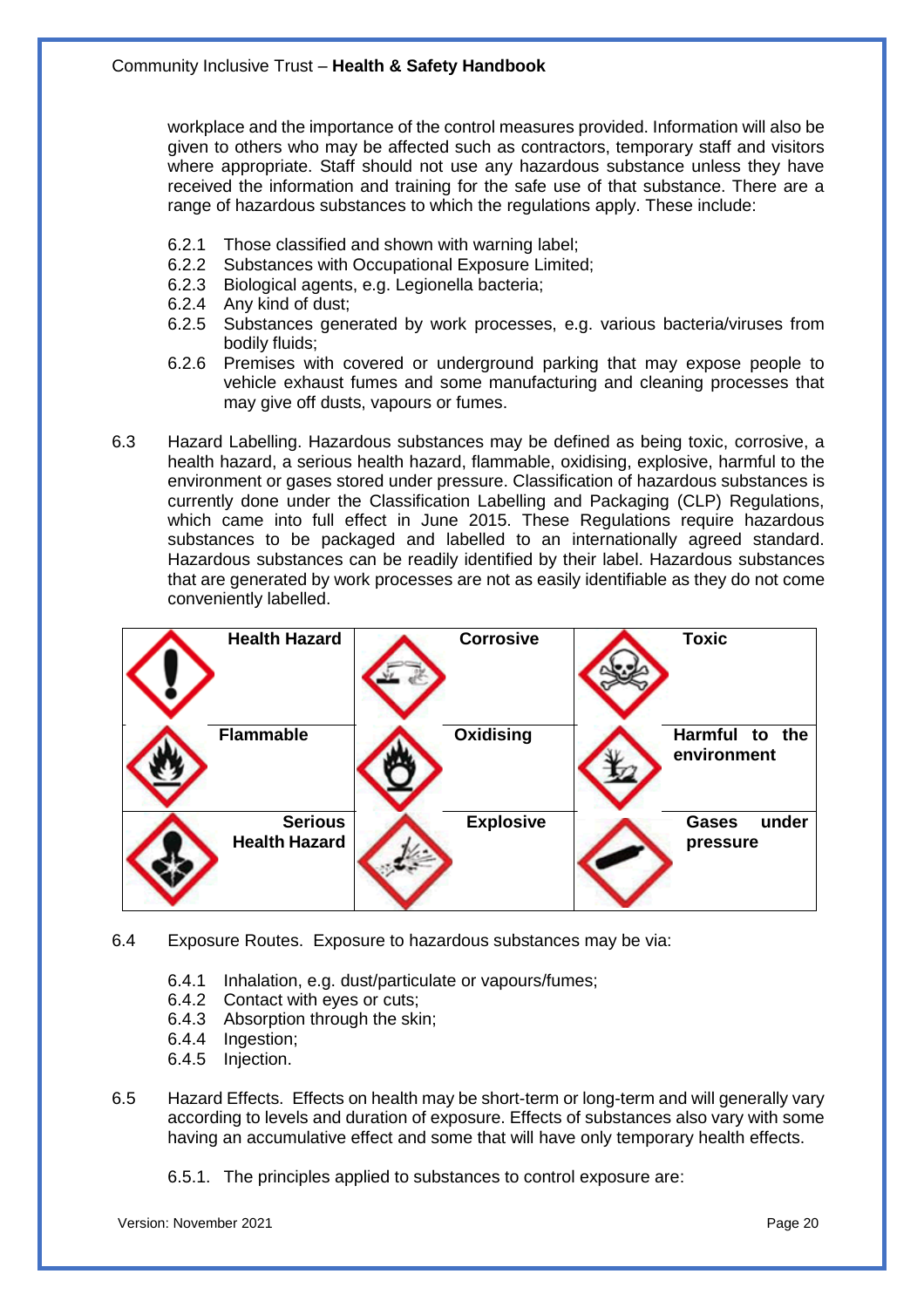workplace and the importance of the control measures provided. Information will also be given to others who may be affected such as contractors, temporary staff and visitors where appropriate. Staff should not use any hazardous substance unless they have received the information and training for the safe use of that substance. There are a range of hazardous substances to which the regulations apply. These include:

- 6.2.1 Those classified and shown with warning label;
- 6.2.2 Substances with Occupational Exposure Limited;
- 6.2.3 Biological agents, e.g. Legionella bacteria;
- 6.2.4 Any kind of dust;
- 6.2.5 Substances generated by work processes, e.g. various bacteria/viruses from bodily fluids;
- 6.2.6 Premises with covered or underground parking that may expose people to vehicle exhaust fumes and some manufacturing and cleaning processes that may give off dusts, vapours or fumes.

6.3 Hazard Labelling. Hazardous substances may be defined as being toxic, corrosive, a health hazard, a serious health hazard, flammable, oxidising, explosive, harmful to the environment or gases stored under pressure. Classification of hazardous substances is currently done under the Classification Labelling and Packaging (CLP) Regulations, which came into full effect in June 2015. These Regulations require hazardous substances to be packaged and labelled to an internationally agreed standard. Hazardous substances can be readily identified by their label. Hazardous substances that are generated by work processes are not as easily identifiable as they do not come conveniently labelled.

| | | |
|---|---|---|
| **Health Hazard** | **Corrosive** | **Toxic** |
| **Flammable** | **Oxidising** | **Harmful to the environment** |
| **Serious Health Hazard** | **Explosive** | **Gases under pressure** |

6.4 Exposure Routes. Exposure to hazardous substances may be via:

- 6.4.1 Inhalation, e.g. dust/particulate or vapours/fumes;
- 6.4.2 Contact with eyes or cuts;
- 6.4.3 Absorption through the skin;
- 6.4.4 Ingestion;
- 6.4.5 Injection.

6.5 Hazard Effects. Effects on health may be short-term or long-term and will generally vary according to levels and duration of exposure. Effects of substances also vary with some having an accumulative effect and some that will have only temporary health effects.

6.5.1. The principles applied to substances to control exposure are: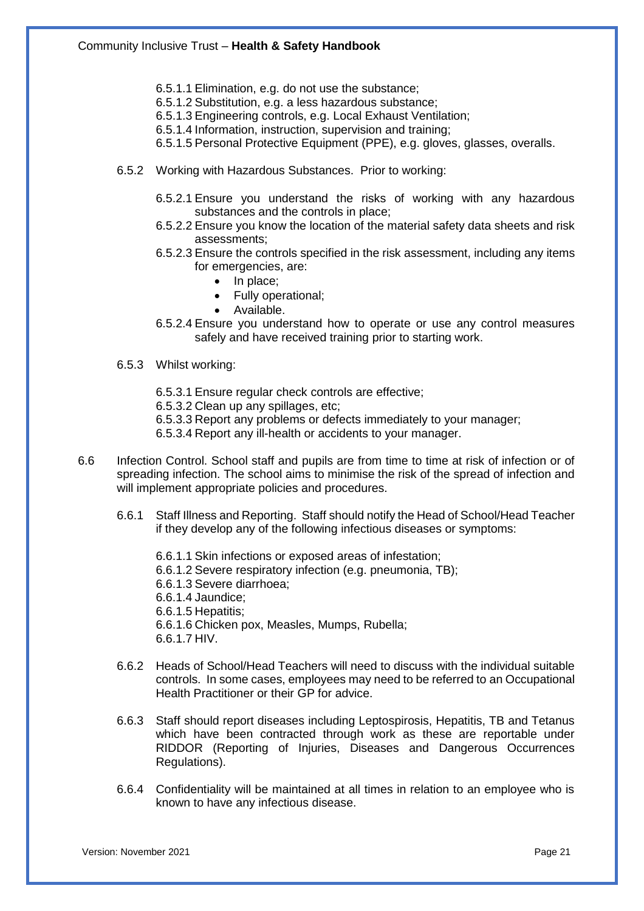6.5.1.1 Elimination, e.g. do not use the substance;
6.5.1.2 Substitution, e.g. a less hazardous substance;
6.5.1.3 Engineering controls, e.g. Local Exhaust Ventilation;
6.5.1.4 Information, instruction, supervision and training;
6.5.1.5 Personal Protective Equipment (PPE), e.g. gloves, glasses, overalls.

6.5.2 Working with Hazardous Substances. Prior to working:

6.5.2.1 Ensure you understand the risks of working with any hazardous substances and the controls in place;
6.5.2.2 Ensure you know the location of the material safety data sheets and risk assessments;
6.5.2.3 Ensure the controls specified in the risk assessment, including any items for emergencies, are:

- In place;
- Fully operational;
- Available.

6.5.2.4 Ensure you understand how to operate or use any control measures safely and have received training prior to starting work.

6.5.3 Whilst working:

6.5.3.1 Ensure regular check controls are effective;
6.5.3.2 Clean up any spillages, etc;
6.5.3.3 Report any problems or defects immediately to your manager;
6.5.3.4 Report any ill-health or accidents to your manager.

6.6 Infection Control. School staff and pupils are from time to time at risk of infection or of spreading infection. The school aims to minimise the risk of the spread of infection and will implement appropriate policies and procedures.

6.6.1 Staff Illness and Reporting. Staff should notify the Head of School/Head Teacher if they develop any of the following infectious diseases or symptoms:

6.6.1.1 Skin infections or exposed areas of infestation;
6.6.1.2 Severe respiratory infection (e.g. pneumonia, TB);
6.6.1.3 Severe diarrhoea;
6.6.1.4 Jaundice;
6.6.1.5 Hepatitis;
6.6.1.6 Chicken pox, Measles, Mumps, Rubella;
6.6.1.7 HIV.

6.6.2 Heads of School/Head Teachers will need to discuss with the individual suitable controls. In some cases, employees may need to be referred to an Occupational Health Practitioner or their GP for advice.

6.6.3 Staff should report diseases including Leptospirosis, Hepatitis, TB and Tetanus which have been contracted through work as these are reportable under RIDDOR (Reporting of Injuries, Diseases and Dangerous Occurrences Regulations).

6.6.4 Confidentiality will be maintained at all times in relation to an employee who is known to have any infectious disease.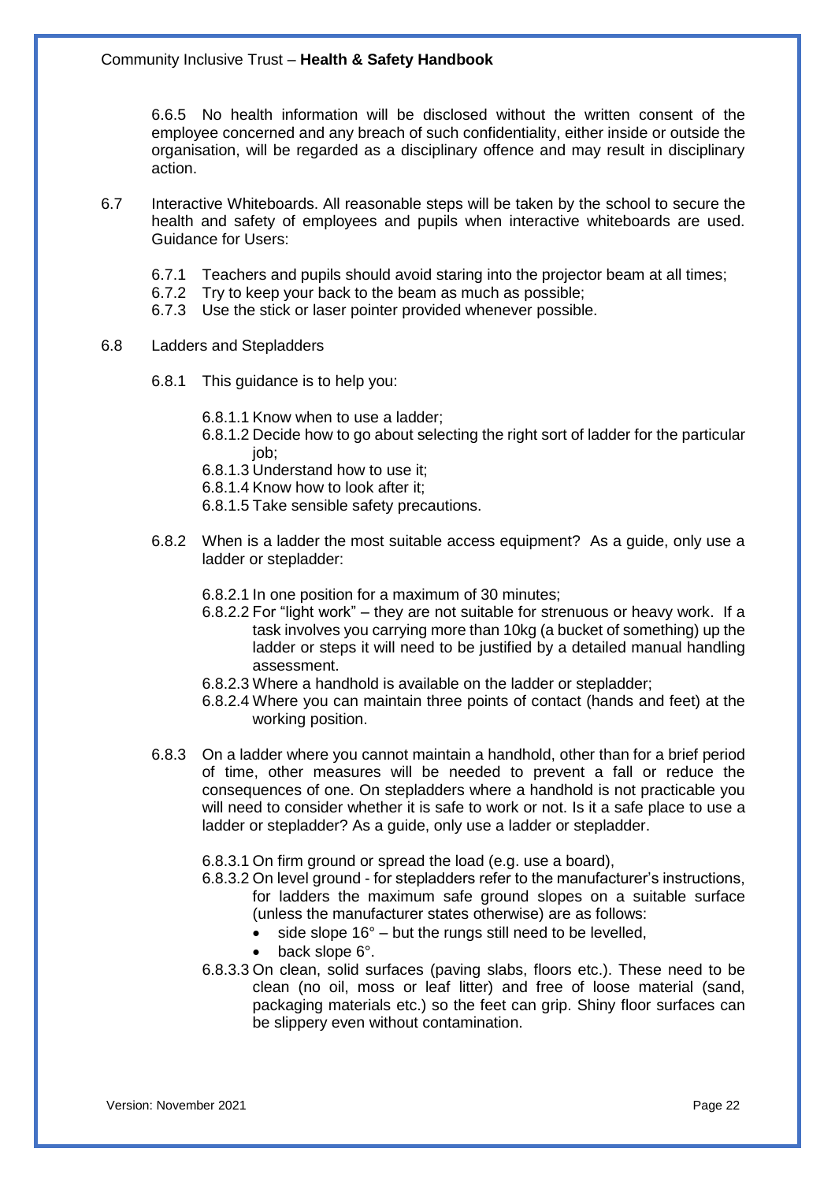6.6.5 No health information will be disclosed without the written consent of the employee concerned and any breach of such confidentiality, either inside or outside the organisation, will be regarded as a disciplinary offence and may result in disciplinary action.

6.7 Interactive Whiteboards. All reasonable steps will be taken by the school to secure the health and safety of employees and pupils when interactive whiteboards are used. Guidance for Users:

- 6.7.1 Teachers and pupils should avoid staring into the projector beam at all times;
- 6.7.2 Try to keep your back to the beam as much as possible;
- 6.7.3 Use the stick or laser pointer provided whenever possible.

6.8 Ladders and Stepladders

6.8.1 This guidance is to help you:

- 6.8.1.1 Know when to use a ladder;
- 6.8.1.2 Decide how to go about selecting the right sort of ladder for the particular job;
- 6.8.1.3 Understand how to use it;
- 6.8.1.4 Know how to look after it;
- 6.8.1.5 Take sensible safety precautions.

6.8.2 When is a ladder the most suitable access equipment? As a guide, only use a ladder or stepladder:

- 6.8.2.1 In one position for a maximum of 30 minutes;
- 6.8.2.2 For "light work" – they are not suitable for strenuous or heavy work. If a task involves you carrying more than 10kg (a bucket of something) up the ladder or steps it will need to be justified by a detailed manual handling assessment.
- 6.8.2.3 Where a handhold is available on the ladder or stepladder;
- 6.8.2.4 Where you can maintain three points of contact (hands and feet) at the working position.

6.8.3 On a ladder where you cannot maintain a handhold, other than for a brief period of time, other measures will be needed to prevent a fall or reduce the consequences of one. On stepladders where a handhold is not practicable you will need to consider whether it is safe to work or not. Is it a safe place to use a ladder or stepladder? As a guide, only use a ladder or stepladder.

- 6.8.3.1 On firm ground or spread the load (e.g. use a board),
- 6.8.3.2 On level ground - for stepladders refer to the manufacturer's instructions, for ladders the maximum safe ground slopes on a suitable surface (unless the manufacturer states otherwise) are as follows:
  - side slope 16° – but the rungs still need to be levelled,
  - back slope 6°.
- 6.8.3.3 On clean, solid surfaces (paving slabs, floors etc.). These need to be clean (no oil, moss or leaf litter) and free of loose material (sand, packaging materials etc.) so the feet can grip. Shiny floor surfaces can be slippery even without contamination.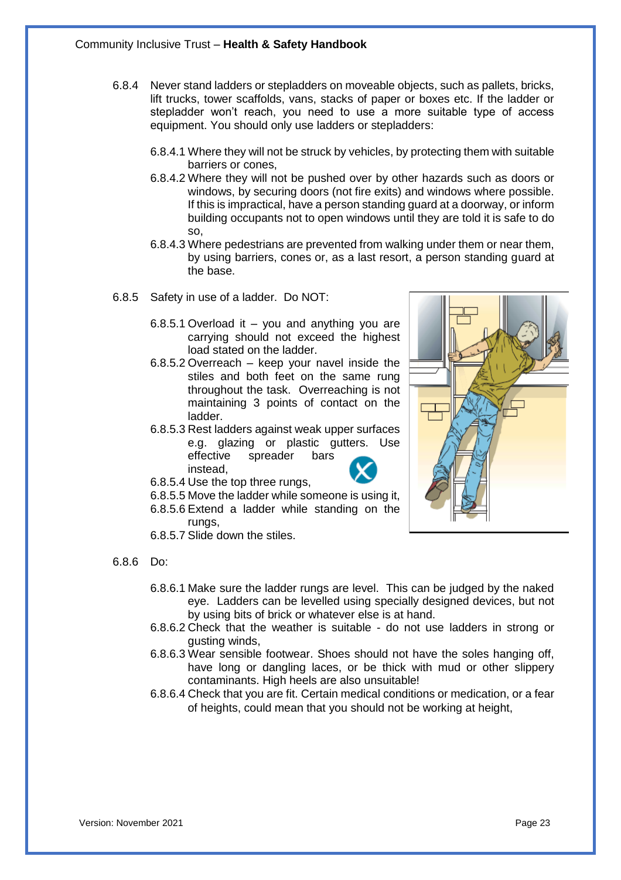6.8.4 Never stand ladders or stepladders on moveable objects, such as pallets, bricks, lift trucks, tower scaffolds, vans, stacks of paper or boxes etc. If the ladder or stepladder won't reach, you need to use a more suitable type of access equipment. You should only use ladders or stepladders:

- 6.8.4.1 Where they will not be struck by vehicles, by protecting them with suitable barriers or cones,
- 6.8.4.2 Where they will not be pushed over by other hazards such as doors or windows, by securing doors (not fire exits) and windows where possible. If this is impractical, have a person standing guard at a doorway, or inform building occupants not to open windows until they are told it is safe to do so,
- 6.8.4.3 Where pedestrians are prevented from walking under them or near them, by using barriers, cones or, as a last resort, a person standing guard at the base.

6.8.5 Safety in use of a ladder. Do NOT:

- 6.8.5.1 Overload it – you and anything you are carrying should not exceed the highest load stated on the ladder.
- 6.8.5.2 Overreach – keep your navel inside the stiles and both feet on the same rung throughout the task. Overreaching is not maintaining 3 points of contact on the ladder.
- 6.8.5.3 Rest ladders against weak upper surfaces e.g. glazing or plastic gutters. Use effective spreader bars instead,
- 6.8.5.4 Use the top three rungs,
- 6.8.5.5 Move the ladder while someone is using it,
- 6.8.5.6 Extend a ladder while standing on the rungs,
- 6.8.5.7 Slide down the stiles.

6.8.6 Do:

- 6.8.6.1 Make sure the ladder rungs are level. This can be judged by the naked eye. Ladders can be levelled using specially designed devices, but not by using bits of brick or whatever else is at hand.
- 6.8.6.2 Check that the weather is suitable - do not use ladders in strong or gusting winds,
- 6.8.6.3 Wear sensible footwear. Shoes should not have the soles hanging off, have long or dangling laces, or be thick with mud or other slippery contaminants. High heels are also unsuitable!
- 6.8.6.4 Check that you are fit. Certain medical conditions or medication, or a fear of heights, could mean that you should not be working at height,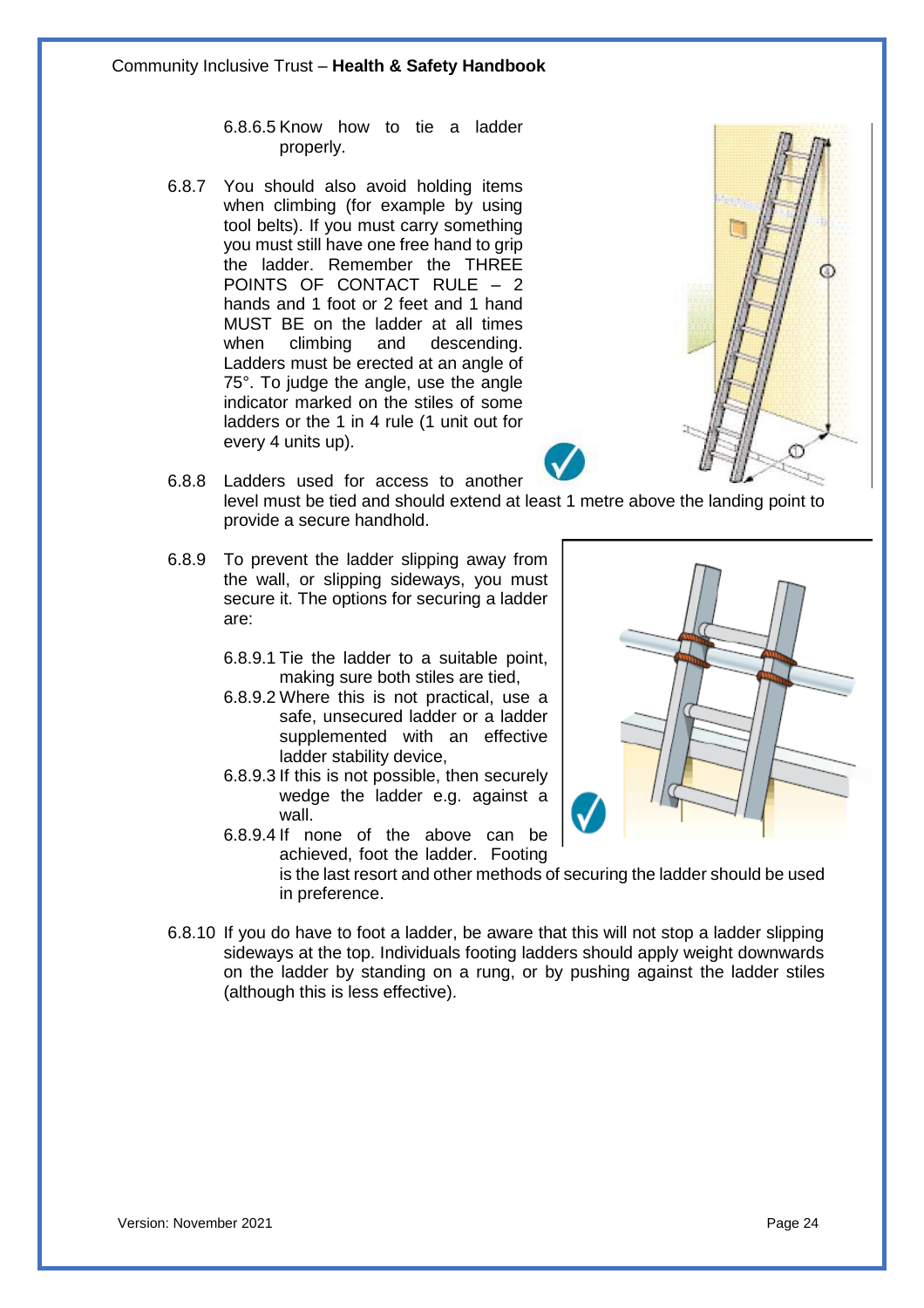6.8.6.5 Know how to tie a ladder properly.

6.8.7 You should also avoid holding items when climbing (for example by using tool belts). If you must carry something you must still have one free hand to grip the ladder. Remember the THREE POINTS OF CONTACT RULE – 2 hands and 1 foot or 2 feet and 1 hand MUST BE on the ladder at all times when climbing and descending. Ladders must be erected at an angle of 75°. To judge the angle, use the angle indicator marked on the stiles of some ladders or the 1 in 4 rule (1 unit out for every 4 units up).

6.8.8 Ladders used for access to another level must be tied and should extend at least 1 metre above the landing point to provide a secure handhold.

6.8.9 To prevent the ladder slipping away from the wall, or slipping sideways, you must secure it. The options for securing a ladder are:

6.8.9.1 Tie the ladder to a suitable point, making sure both stiles are tied,

6.8.9.2 Where this is not practical, use a safe, unsecured ladder or a ladder supplemented with an effective ladder stability device,

6.8.9.3 If this is not possible, then securely wedge the ladder e.g. against a wall.

6.8.9.4 If none of the above can be achieved, foot the ladder. Footing is the last resort and other methods of securing the ladder should be used in preference.

6.8.10 If you do have to foot a ladder, be aware that this will not stop a ladder slipping sideways at the top. Individuals footing ladders should apply weight downwards on the ladder by standing on a rung, or by pushing against the ladder stiles (although this is less effective).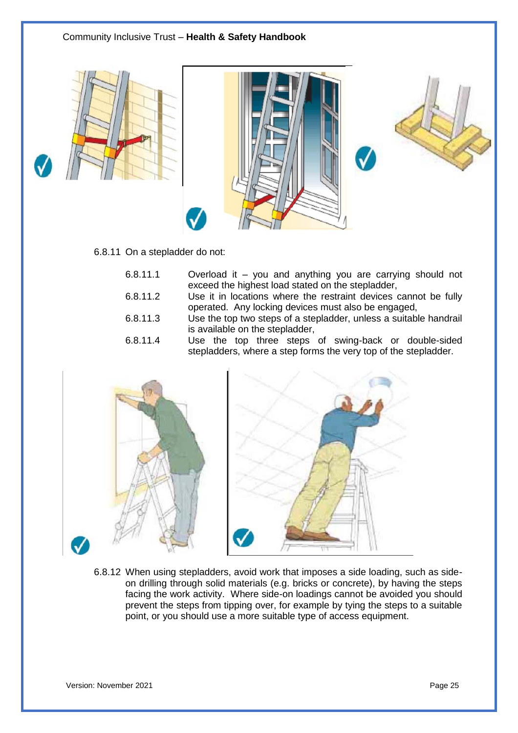6.8.11 On a stepladder do not:

- 6.8.11.1 Overload it – you and anything you are carrying should not exceed the highest load stated on the stepladder,
- 6.8.11.2 Use it in locations where the restraint devices cannot be fully operated. Any locking devices must also be engaged,
- 6.8.11.3 Use the top two steps of a stepladder, unless a suitable handrail is available on the stepladder,
- 6.8.11.4 Use the top three steps of swing-back or double-sided stepladders, where a step forms the very top of the stepladder.

6.8.12 When using stepladders, avoid work that imposes a side loading, such as side-on drilling through solid materials (e.g. bricks or concrete), by having the steps facing the work activity. Where side-on loadings cannot be avoided you should prevent the steps from tipping over, for example by tying the steps to a suitable point, or you should use a more suitable type of access equipment.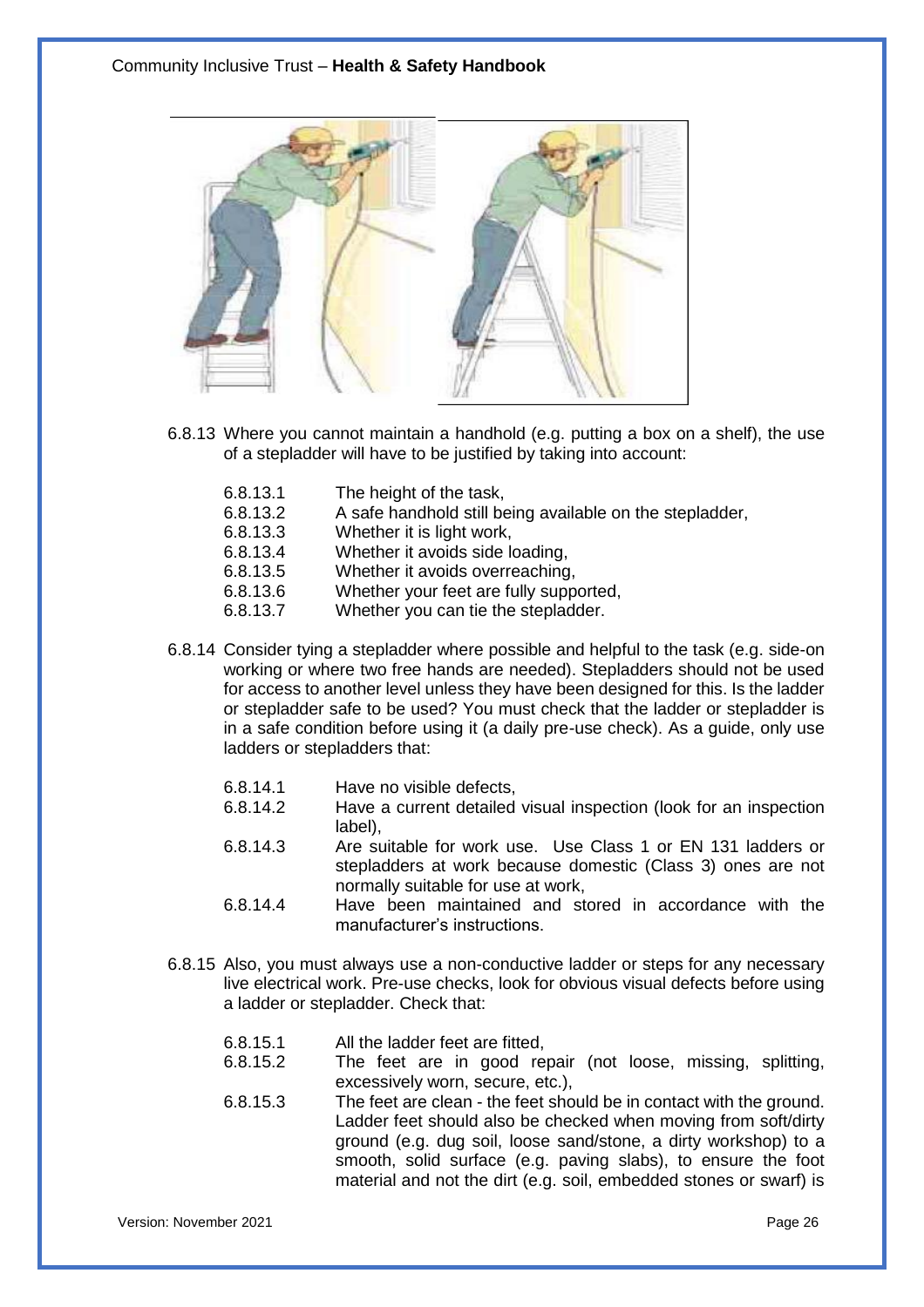6.8.13 Where you cannot maintain a handhold (e.g. putting a box on a shelf), the use of a stepladder will have to be justified by taking into account:

- 6.8.13.1 The height of the task,
- 6.8.13.2 A safe handhold still being available on the stepladder,
- 6.8.13.3 Whether it is light work,
- 6.8.13.4 Whether it avoids side loading,
- 6.8.13.5 Whether it avoids overreaching,
- 6.8.13.6 Whether your feet are fully supported,
- 6.8.13.7 Whether you can tie the stepladder.

6.8.14 Consider tying a stepladder where possible and helpful to the task (e.g. side-on working or where two free hands are needed). Stepladders should not be used for access to another level unless they have been designed for this. Is the ladder or stepladder safe to be used? You must check that the ladder or stepladder is in a safe condition before using it (a daily pre-use check). As a guide, only use ladders or stepladders that:

- 6.8.14.1 Have no visible defects,
- 6.8.14.2 Have a current detailed visual inspection (look for an inspection label),
- 6.8.14.3 Are suitable for work use. Use Class 1 or EN 131 ladders or stepladders at work because domestic (Class 3) ones are not normally suitable for use at work,
- 6.8.14.4 Have been maintained and stored in accordance with the manufacturer's instructions.

6.8.15 Also, you must always use a non-conductive ladder or steps for any necessary live electrical work. Pre-use checks, look for obvious visual defects before using a ladder or stepladder. Check that:

- 6.8.15.1 All the ladder feet are fitted,
- 6.8.15.2 The feet are in good repair (not loose, missing, splitting, excessively worn, secure, etc.),
- 6.8.15.3 The feet are clean - the feet should be in contact with the ground. Ladder feet should also be checked when moving from soft/dirty ground (e.g. dug soil, loose sand/stone, a dirty workshop) to a smooth, solid surface (e.g. paving slabs), to ensure the foot material and not the dirt (e.g. soil, embedded stones or swarf) is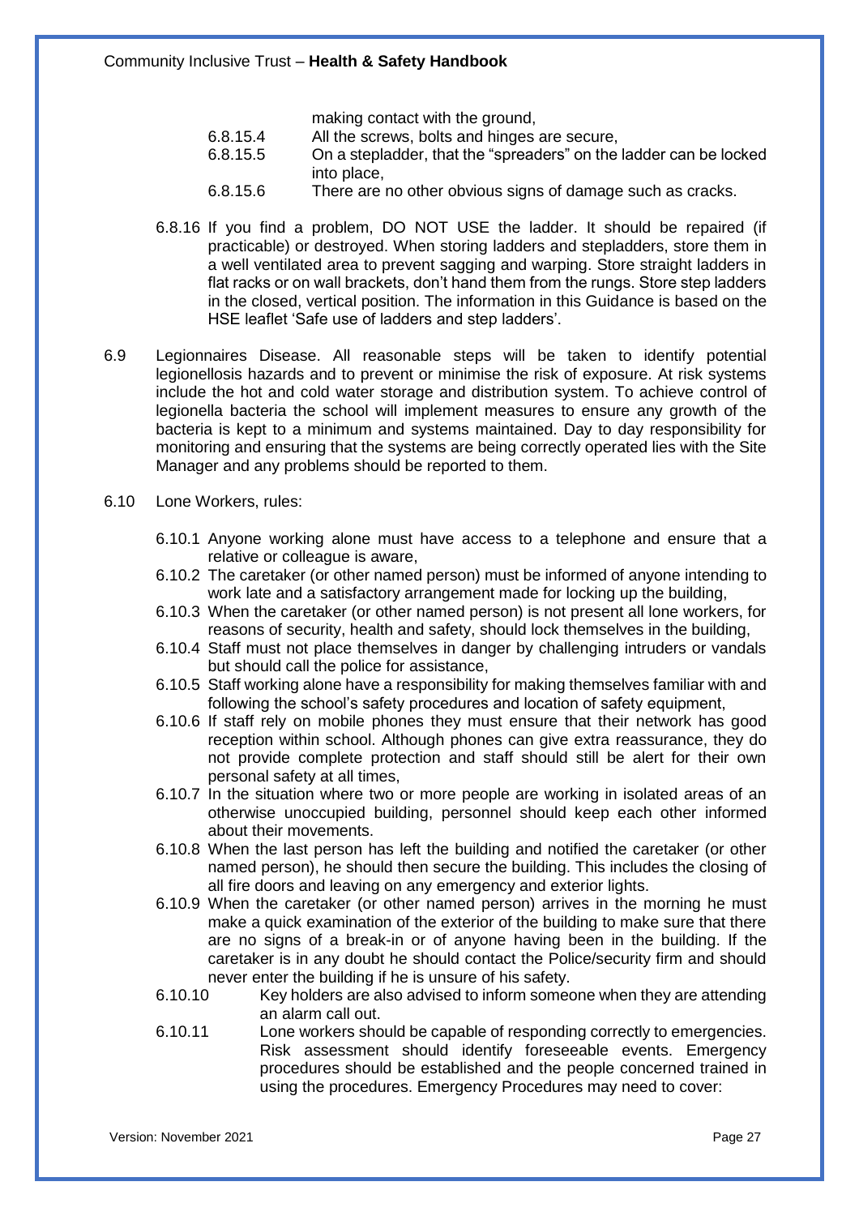making contact with the ground,

6.8.15.4 All the screws, bolts and hinges are secure,

6.8.15.5 On a stepladder, that the "spreaders" on the ladder can be locked into place,

6.8.15.6 There are no other obvious signs of damage such as cracks.

6.8.16 If you find a problem, DO NOT USE the ladder. It should be repaired (if practicable) or destroyed. When storing ladders and stepladders, store them in a well ventilated area to prevent sagging and warping. Store straight ladders in flat racks or on wall brackets, don't hand them from the rungs. Store step ladders in the closed, vertical position. The information in this Guidance is based on the HSE leaflet 'Safe use of ladders and step ladders'.

6.9 Legionnaires Disease. All reasonable steps will be taken to identify potential legionellosis hazards and to prevent or minimise the risk of exposure. At risk systems include the hot and cold water storage and distribution system. To achieve control of legionella bacteria the school will implement measures to ensure any growth of the bacteria is kept to a minimum and systems maintained. Day to day responsibility for monitoring and ensuring that the systems are being correctly operated lies with the Site Manager and any problems should be reported to them.

6.10 Lone Workers, rules:

6.10.1 Anyone working alone must have access to a telephone and ensure that a relative or colleague is aware,

6.10.2 The caretaker (or other named person) must be informed of anyone intending to work late and a satisfactory arrangement made for locking up the building,

6.10.3 When the caretaker (or other named person) is not present all lone workers, for reasons of security, health and safety, should lock themselves in the building,

6.10.4 Staff must not place themselves in danger by challenging intruders or vandals but should call the police for assistance,

6.10.5 Staff working alone have a responsibility for making themselves familiar with and following the school's safety procedures and location of safety equipment,

6.10.6 If staff rely on mobile phones they must ensure that their network has good reception within school. Although phones can give extra reassurance, they do not provide complete protection and staff should still be alert for their own personal safety at all times,

6.10.7 In the situation where two or more people are working in isolated areas of an otherwise unoccupied building, personnel should keep each other informed about their movements.

6.10.8 When the last person has left the building and notified the caretaker (or other named person), he should then secure the building. This includes the closing of all fire doors and leaving on any emergency and exterior lights.

6.10.9 When the caretaker (or other named person) arrives in the morning he must make a quick examination of the exterior of the building to make sure that there are no signs of a break-in or of anyone having been in the building. If the caretaker is in any doubt he should contact the Police/security firm and should never enter the building if he is unsure of his safety.

6.10.10 Key holders are also advised to inform someone when they are attending an alarm call out.

6.10.11 Lone workers should be capable of responding correctly to emergencies. Risk assessment should identify foreseeable events. Emergency procedures should be established and the people concerned trained in using the procedures. Emergency Procedures may need to cover: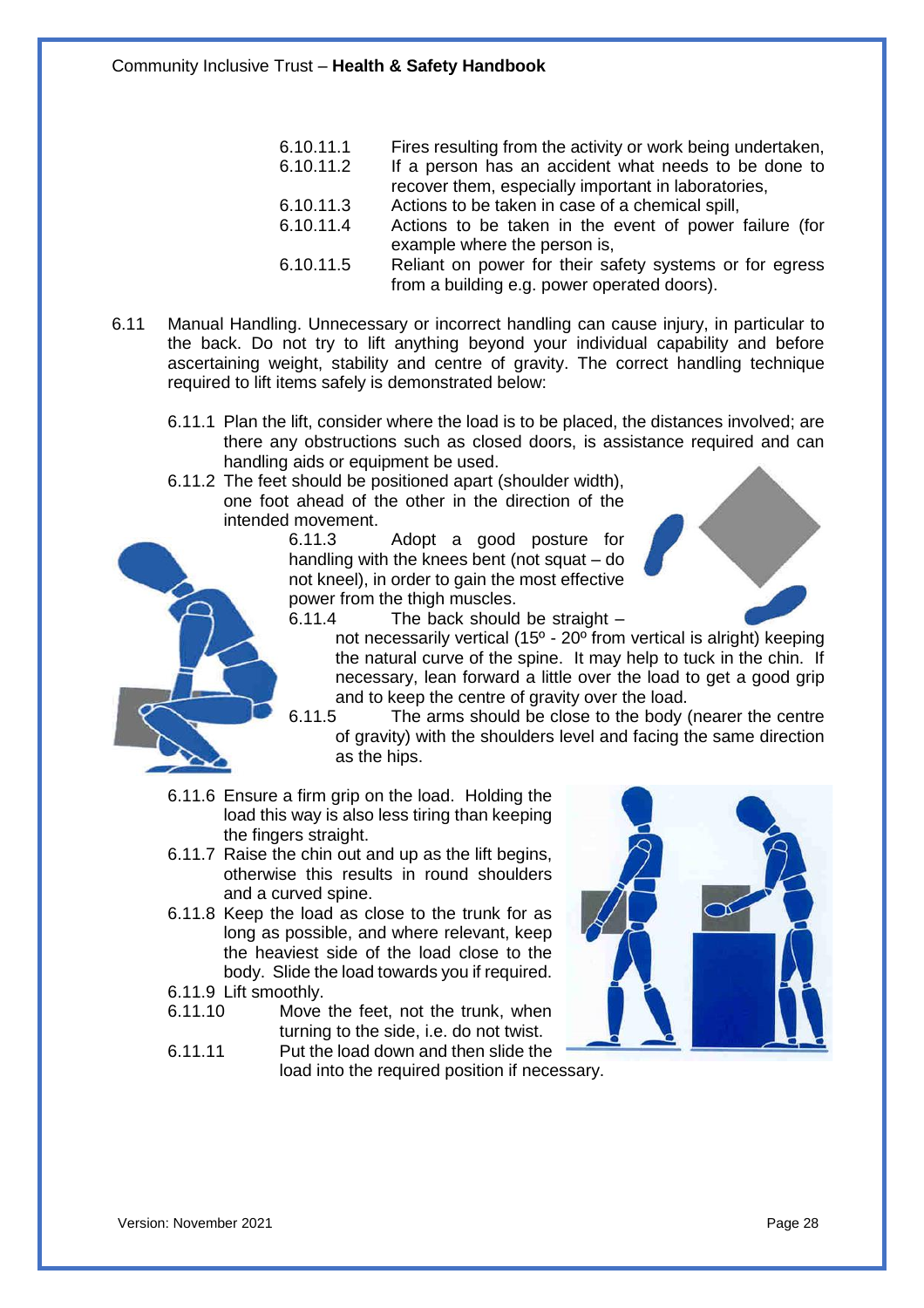6.10.11.1 Fires resulting from the activity or work being undertaken,

6.10.11.2 If a person has an accident what needs to be done to recover them, especially important in laboratories,

6.10.11.3 Actions to be taken in case of a chemical spill,

6.10.11.4 Actions to be taken in the event of power failure (for example where the person is,

6.10.11.5 Reliant on power for their safety systems or for egress from a building e.g. power operated doors).

6.11 Manual Handling. Unnecessary or incorrect handling can cause injury, in particular to the back. Do not try to lift anything beyond your individual capability and before ascertaining weight, stability and centre of gravity. The correct handling technique required to lift items safely is demonstrated below:

6.11.1 Plan the lift, consider where the load is to be placed, the distances involved; are there any obstructions such as closed doors, is assistance required and can handling aids or equipment be used.

6.11.2 The feet should be positioned apart (shoulder width), one foot ahead of the other in the direction of the intended movement.

6.11.3 Adopt a good posture for handling with the knees bent (not squat – do not kneel), in order to gain the most effective power from the thigh muscles.

6.11.4 The back should be straight – not necessarily vertical (15º - 20º from vertical is alright) keeping the natural curve of the spine. It may help to tuck in the chin. If necessary, lean forward a little over the load to get a good grip and to keep the centre of gravity over the load.

6.11.5 The arms should be close to the body (nearer the centre of gravity) with the shoulders level and facing the same direction as the hips.

6.11.6 Ensure a firm grip on the load. Holding the load this way is also less tiring than keeping the fingers straight.

6.11.7 Raise the chin out and up as the lift begins, otherwise this results in round shoulders and a curved spine.

6.11.8 Keep the load as close to the trunk for as long as possible, and where relevant, keep the heaviest side of the load close to the body. Slide the load towards you if required.

6.11.9 Lift smoothly.

6.11.10 Move the feet, not the trunk, when turning to the side, i.e. do not twist.

6.11.11 Put the load down and then slide the load into the required position if necessary.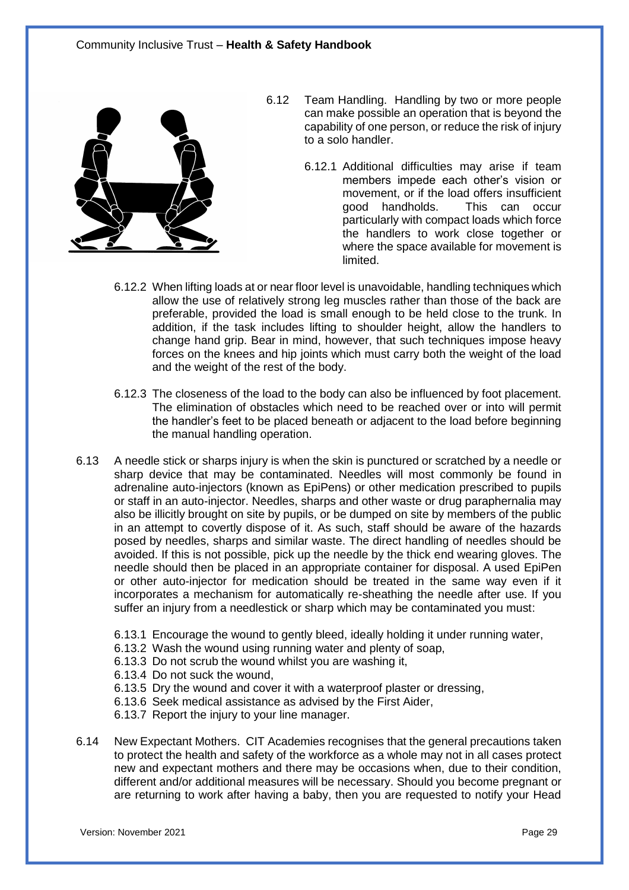6.12 Team Handling. Handling by two or more people can make possible an operation that is beyond the capability of one person, or reduce the risk of injury to a solo handler.

6.12.1 Additional difficulties may arise if team members impede each other's vision or movement, or if the load offers insufficient good handholds. This can occur particularly with compact loads which force the handlers to work close together or where the space available for movement is limited.

6.12.2 When lifting loads at or near floor level is unavoidable, handling techniques which allow the use of relatively strong leg muscles rather than those of the back are preferable, provided the load is small enough to be held close to the trunk. In addition, if the task includes lifting to shoulder height, allow the handlers to change hand grip. Bear in mind, however, that such techniques impose heavy forces on the knees and hip joints which must carry both the weight of the load and the weight of the rest of the body.

6.12.3 The closeness of the load to the body can also be influenced by foot placement. The elimination of obstacles which need to be reached over or into will permit the handler's feet to be placed beneath or adjacent to the load before beginning the manual handling operation.

6.13 A needle stick or sharps injury is when the skin is punctured or scratched by a needle or sharp device that may be contaminated. Needles will most commonly be found in adrenaline auto-injectors (known as EpiPens) or other medication prescribed to pupils or staff in an auto-injector. Needles, sharps and other waste or drug paraphernalia may also be illicitly brought on site by pupils, or be dumped on site by members of the public in an attempt to covertly dispose of it. As such, staff should be aware of the hazards posed by needles, sharps and similar waste. The direct handling of needles should be avoided. If this is not possible, pick up the needle by the thick end wearing gloves. The needle should then be placed in an appropriate container for disposal. A used EpiPen or other auto-injector for medication should be treated in the same way even if it incorporates a mechanism for automatically re-sheathing the needle after use. If you suffer an injury from a needlestick or sharp which may be contaminated you must:

6.13.1 Encourage the wound to gently bleed, ideally holding it under running water,
6.13.2 Wash the wound using running water and plenty of soap,
6.13.3 Do not scrub the wound whilst you are washing it,
6.13.4 Do not suck the wound,
6.13.5 Dry the wound and cover it with a waterproof plaster or dressing,
6.13.6 Seek medical assistance as advised by the First Aider,
6.13.7 Report the injury to your line manager.

6.14 New Expectant Mothers. CIT Academies recognises that the general precautions taken to protect the health and safety of the workforce as a whole may not in all cases protect new and expectant mothers and there may be occasions when, due to their condition, different and/or additional measures will be necessary. Should you become pregnant or are returning to work after having a baby, then you are requested to notify your Head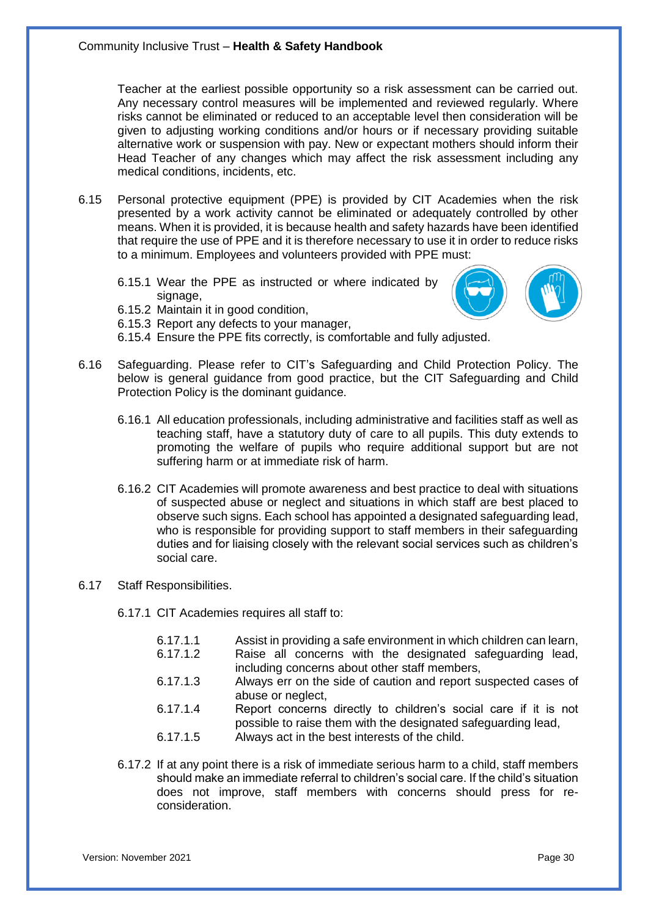Teacher at the earliest possible opportunity so a risk assessment can be carried out. Any necessary control measures will be implemented and reviewed regularly. Where risks cannot be eliminated or reduced to an acceptable level then consideration will be given to adjusting working conditions and/or hours or if necessary providing suitable alternative work or suspension with pay. New or expectant mothers should inform their Head Teacher of any changes which may affect the risk assessment including any medical conditions, incidents, etc.

6.15 Personal protective equipment (PPE) is provided by CIT Academies when the risk presented by a work activity cannot be eliminated or adequately controlled by other means. When it is provided, it is because health and safety hazards have been identified that require the use of PPE and it is therefore necessary to use it in order to reduce risks to a minimum. Employees and volunteers provided with PPE must:

- 6.15.1 Wear the PPE as instructed or where indicated by signage,
- 6.15.2 Maintain it in good condition,
- 6.15.3 Report any defects to your manager,
- 6.15.4 Ensure the PPE fits correctly, is comfortable and fully adjusted.

6.16 Safeguarding. Please refer to CIT's Safeguarding and Child Protection Policy. The below is general guidance from good practice, but the CIT Safeguarding and Child Protection Policy is the dominant guidance.

6.16.1 All education professionals, including administrative and facilities staff as well as teaching staff, have a statutory duty of care to all pupils. This duty extends to promoting the welfare of pupils who require additional support but are not suffering harm or at immediate risk of harm.

6.16.2 CIT Academies will promote awareness and best practice to deal with situations of suspected abuse or neglect and situations in which staff are best placed to observe such signs. Each school has appointed a designated safeguarding lead, who is responsible for providing support to staff members in their safeguarding duties and for liaising closely with the relevant social services such as children's social care.

6.17 Staff Responsibilities.

6.17.1 CIT Academies requires all staff to:

- 6.17.1.1 Assist in providing a safe environment in which children can learn,
- 6.17.1.2 Raise all concerns with the designated safeguarding lead, including concerns about other staff members,
- 6.17.1.3 Always err on the side of caution and report suspected cases of abuse or neglect,
- 6.17.1.4 Report concerns directly to children's social care if it is not possible to raise them with the designated safeguarding lead,
- 6.17.1.5 Always act in the best interests of the child.

6.17.2 If at any point there is a risk of immediate serious harm to a child, staff members should make an immediate referral to children's social care. If the child's situation does not improve, staff members with concerns should press for re-consideration.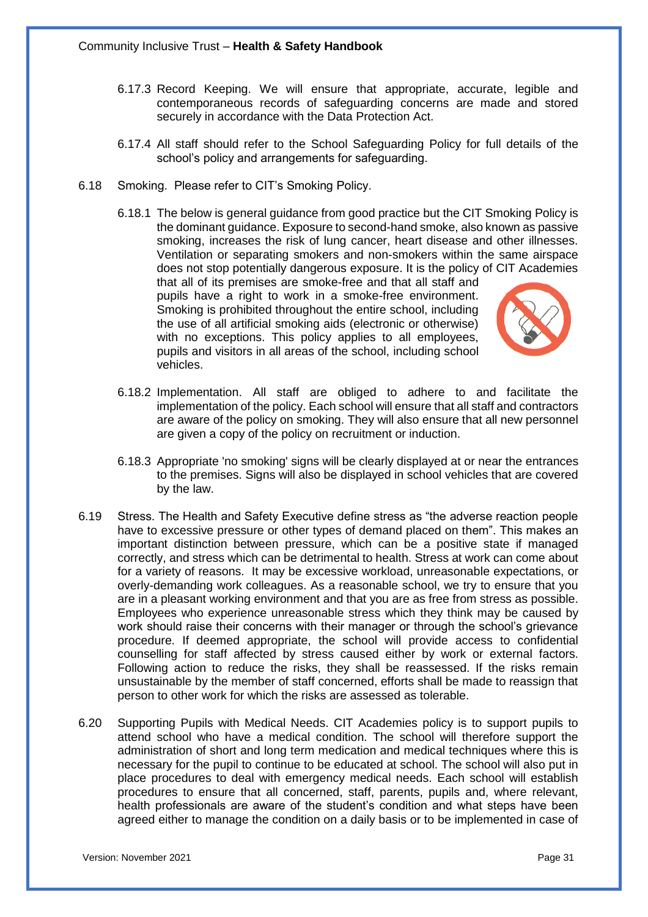6.17.3 Record Keeping. We will ensure that appropriate, accurate, legible and contemporaneous records of safeguarding concerns are made and stored securely in accordance with the Data Protection Act.

6.17.4 All staff should refer to the School Safeguarding Policy for full details of the school's policy and arrangements for safeguarding.

6.18 Smoking. Please refer to CIT's Smoking Policy.

6.18.1 The below is general guidance from good practice but the CIT Smoking Policy is the dominant guidance. Exposure to second-hand smoke, also known as passive smoking, increases the risk of lung cancer, heart disease and other illnesses. Ventilation or separating smokers and non-smokers within the same airspace does not stop potentially dangerous exposure. It is the policy of CIT Academies that all of its premises are smoke-free and that all staff and pupils have a right to work in a smoke-free environment. Smoking is prohibited throughout the entire school, including the use of all artificial smoking aids (electronic or otherwise) with no exceptions. This policy applies to all employees, pupils and visitors in all areas of the school, including school vehicles.

6.18.2 Implementation. All staff are obliged to adhere to and facilitate the implementation of the policy. Each school will ensure that all staff and contractors are aware of the policy on smoking. They will also ensure that all new personnel are given a copy of the policy on recruitment or induction.

6.18.3 Appropriate 'no smoking' signs will be clearly displayed at or near the entrances to the premises. Signs will also be displayed in school vehicles that are covered by the law.

6.19 Stress. The Health and Safety Executive define stress as "the adverse reaction people have to excessive pressure or other types of demand placed on them". This makes an important distinction between pressure, which can be a positive state if managed correctly, and stress which can be detrimental to health. Stress at work can come about for a variety of reasons. It may be excessive workload, unreasonable expectations, or overly-demanding work colleagues. As a reasonable school, we try to ensure that you are in a pleasant working environment and that you are as free from stress as possible. Employees who experience unreasonable stress which they think may be caused by work should raise their concerns with their manager or through the school's grievance procedure. If deemed appropriate, the school will provide access to confidential counselling for staff affected by stress caused either by work or external factors. Following action to reduce the risks, they shall be reassessed. If the risks remain unsustainable by the member of staff concerned, efforts shall be made to reassign that person to other work for which the risks are assessed as tolerable.

6.20 Supporting Pupils with Medical Needs. CIT Academies policy is to support pupils to attend school who have a medical condition. The school will therefore support the administration of short and long term medication and medical techniques where this is necessary for the pupil to continue to be educated at school. The school will also put in place procedures to deal with emergency medical needs. Each school will establish procedures to ensure that all concerned, staff, parents, pupils and, where relevant, health professionals are aware of the student's condition and what steps have been agreed either to manage the condition on a daily basis or to be implemented in case of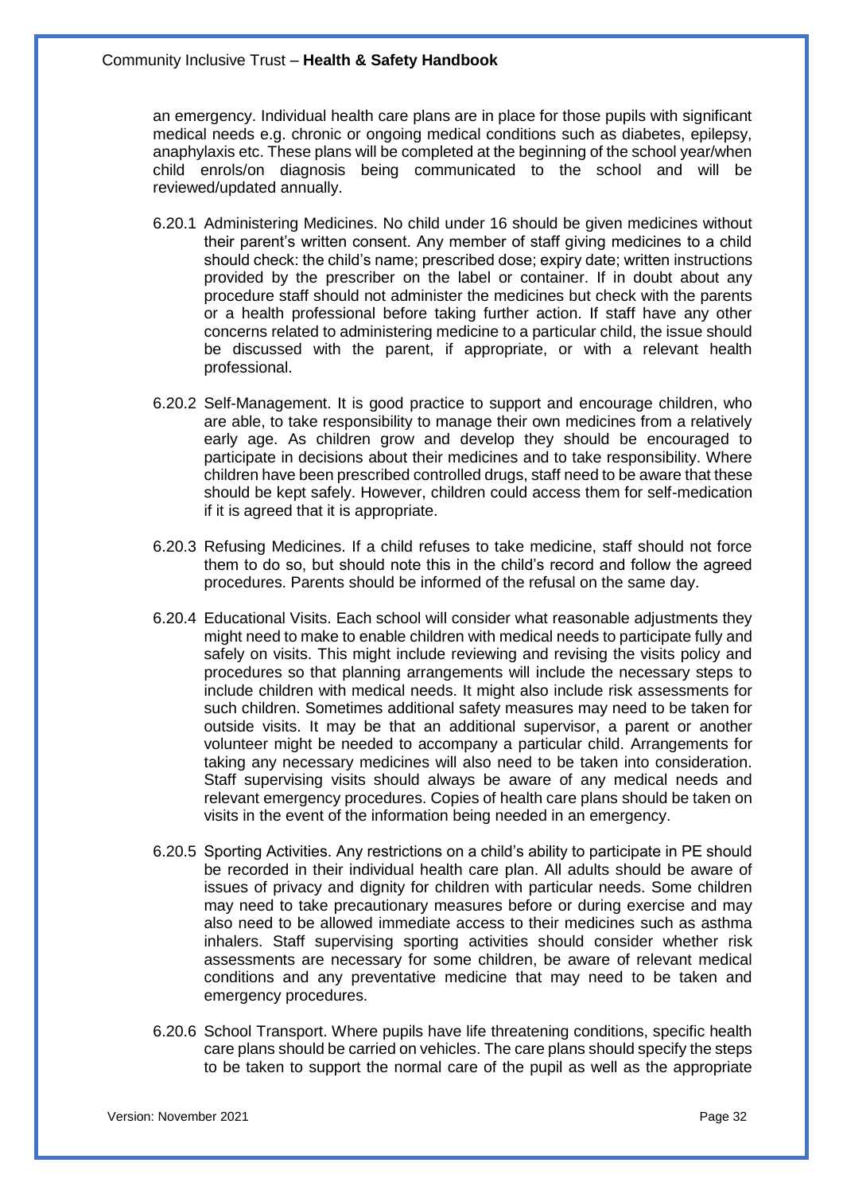an emergency. Individual health care plans are in place for those pupils with significant medical needs e.g. chronic or ongoing medical conditions such as diabetes, epilepsy, anaphylaxis etc. These plans will be completed at the beginning of the school year/when child enrols/on diagnosis being communicated to the school and will be reviewed/updated annually.

6.20.1 Administering Medicines. No child under 16 should be given medicines without their parent's written consent. Any member of staff giving medicines to a child should check: the child's name; prescribed dose; expiry date; written instructions provided by the prescriber on the label or container. If in doubt about any procedure staff should not administer the medicines but check with the parents or a health professional before taking further action. If staff have any other concerns related to administering medicine to a particular child, the issue should be discussed with the parent, if appropriate, or with a relevant health professional.

6.20.2 Self-Management. It is good practice to support and encourage children, who are able, to take responsibility to manage their own medicines from a relatively early age. As children grow and develop they should be encouraged to participate in decisions about their medicines and to take responsibility. Where children have been prescribed controlled drugs, staff need to be aware that these should be kept safely. However, children could access them for self-medication if it is agreed that it is appropriate.

6.20.3 Refusing Medicines. If a child refuses to take medicine, staff should not force them to do so, but should note this in the child's record and follow the agreed procedures. Parents should be informed of the refusal on the same day.

6.20.4 Educational Visits. Each school will consider what reasonable adjustments they might need to make to enable children with medical needs to participate fully and safely on visits. This might include reviewing and revising the visits policy and procedures so that planning arrangements will include the necessary steps to include children with medical needs. It might also include risk assessments for such children. Sometimes additional safety measures may need to be taken for outside visits. It may be that an additional supervisor, a parent or another volunteer might be needed to accompany a particular child. Arrangements for taking any necessary medicines will also need to be taken into consideration. Staff supervising visits should always be aware of any medical needs and relevant emergency procedures. Copies of health care plans should be taken on visits in the event of the information being needed in an emergency.

6.20.5 Sporting Activities. Any restrictions on a child's ability to participate in PE should be recorded in their individual health care plan. All adults should be aware of issues of privacy and dignity for children with particular needs. Some children may need to take precautionary measures before or during exercise and may also need to be allowed immediate access to their medicines such as asthma inhalers. Staff supervising sporting activities should consider whether risk assessments are necessary for some children, be aware of relevant medical conditions and any preventative medicine that may need to be taken and emergency procedures.

6.20.6 School Transport. Where pupils have life threatening conditions, specific health care plans should be carried on vehicles. The care plans should specify the steps to be taken to support the normal care of the pupil as well as the appropriate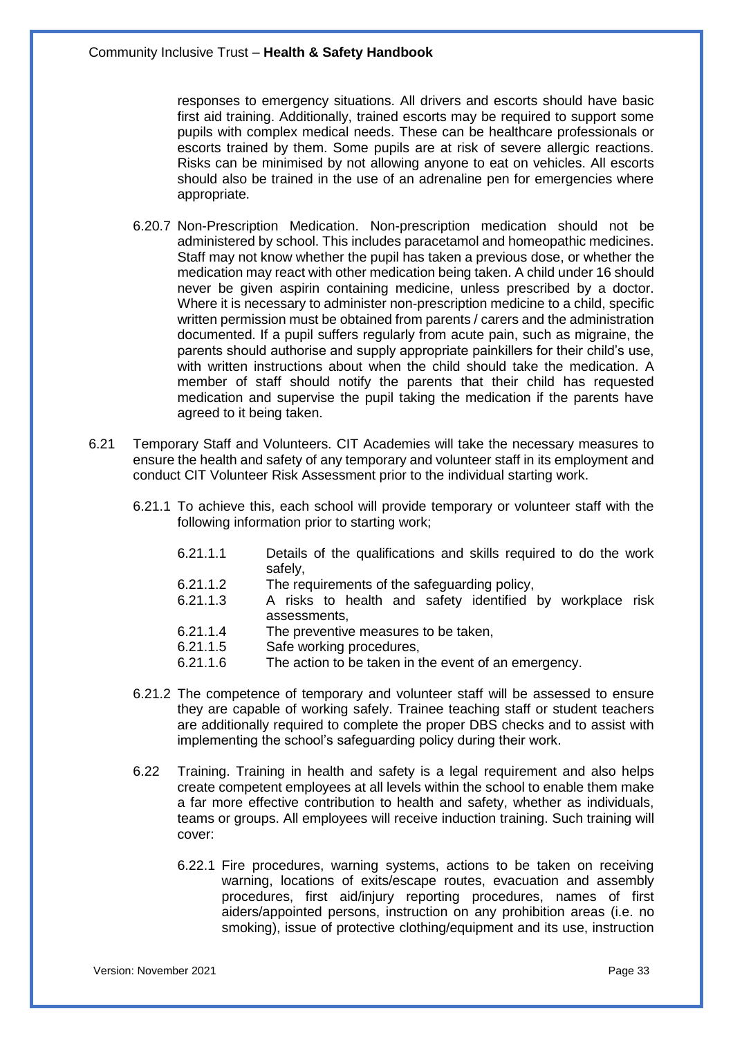responses to emergency situations. All drivers and escorts should have basic first aid training. Additionally, trained escorts may be required to support some pupils with complex medical needs. These can be healthcare professionals or escorts trained by them. Some pupils are at risk of severe allergic reactions. Risks can be minimised by not allowing anyone to eat on vehicles. All escorts should also be trained in the use of an adrenaline pen for emergencies where appropriate.

6.20.7 Non-Prescription Medication. Non-prescription medication should not be administered by school. This includes paracetamol and homeopathic medicines. Staff may not know whether the pupil has taken a previous dose, or whether the medication may react with other medication being taken. A child under 16 should never be given aspirin containing medicine, unless prescribed by a doctor. Where it is necessary to administer non-prescription medicine to a child, specific written permission must be obtained from parents / carers and the administration documented. If a pupil suffers regularly from acute pain, such as migraine, the parents should authorise and supply appropriate painkillers for their child's use, with written instructions about when the child should take the medication. A member of staff should notify the parents that their child has requested medication and supervise the pupil taking the medication if the parents have agreed to it being taken.

6.21 Temporary Staff and Volunteers. CIT Academies will take the necessary measures to ensure the health and safety of any temporary and volunteer staff in its employment and conduct CIT Volunteer Risk Assessment prior to the individual starting work.

6.21.1 To achieve this, each school will provide temporary or volunteer staff with the following information prior to starting work;

- 6.21.1.1 Details of the qualifications and skills required to do the work safely,
- 6.21.1.2 The requirements of the safeguarding policy,
- 6.21.1.3 A risks to health and safety identified by workplace risk assessments,
- 6.21.1.4 The preventive measures to be taken,
- 6.21.1.5 Safe working procedures,
- 6.21.1.6 The action to be taken in the event of an emergency.

6.21.2 The competence of temporary and volunteer staff will be assessed to ensure they are capable of working safely. Trainee teaching staff or student teachers are additionally required to complete the proper DBS checks and to assist with implementing the school's safeguarding policy during their work.

6.22 Training. Training in health and safety is a legal requirement and also helps create competent employees at all levels within the school to enable them make a far more effective contribution to health and safety, whether as individuals, teams or groups. All employees will receive induction training. Such training will cover:

6.22.1 Fire procedures, warning systems, actions to be taken on receiving warning, locations of exits/escape routes, evacuation and assembly procedures, first aid/injury reporting procedures, names of first aiders/appointed persons, instruction on any prohibition areas (i.e. no smoking), issue of protective clothing/equipment and its use, instruction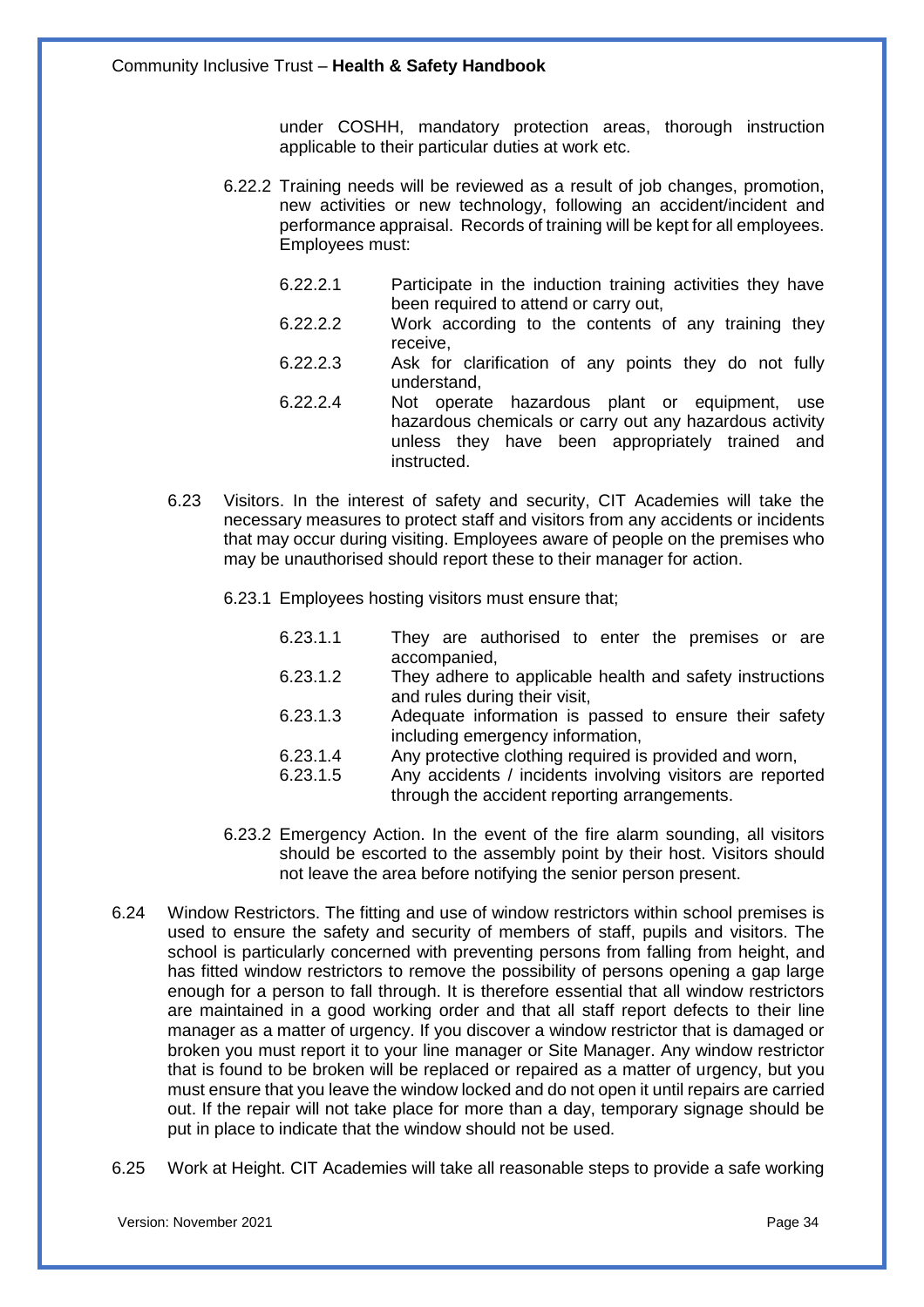under COSHH, mandatory protection areas, thorough instruction applicable to their particular duties at work etc.

6.22.2 Training needs will be reviewed as a result of job changes, promotion, new activities or new technology, following an accident/incident and performance appraisal. Records of training will be kept for all employees. Employees must:

- 6.22.2.1 Participate in the induction training activities they have been required to attend or carry out,
- 6.22.2.2 Work according to the contents of any training they receive,
- 6.22.2.3 Ask for clarification of any points they do not fully understand,
- 6.22.2.4 Not operate hazardous plant or equipment, use hazardous chemicals or carry out any hazardous activity unless they have been appropriately trained and instructed.

6.23 Visitors. In the interest of safety and security, CIT Academies will take the necessary measures to protect staff and visitors from any accidents or incidents that may occur during visiting. Employees aware of people on the premises who may be unauthorised should report these to their manager for action.

6.23.1 Employees hosting visitors must ensure that;

- 6.23.1.1 They are authorised to enter the premises or are accompanied,
- 6.23.1.2 They adhere to applicable health and safety instructions and rules during their visit,
- 6.23.1.3 Adequate information is passed to ensure their safety including emergency information,
- 6.23.1.4 Any protective clothing required is provided and worn,
- 6.23.1.5 Any accidents / incidents involving visitors are reported through the accident reporting arrangements.

6.23.2 Emergency Action. In the event of the fire alarm sounding, all visitors should be escorted to the assembly point by their host. Visitors should not leave the area before notifying the senior person present.

6.24 Window Restrictors. The fitting and use of window restrictors within school premises is used to ensure the safety and security of members of staff, pupils and visitors. The school is particularly concerned with preventing persons from falling from height, and has fitted window restrictors to remove the possibility of persons opening a gap large enough for a person to fall through. It is therefore essential that all window restrictors are maintained in a good working order and that all staff report defects to their line manager as a matter of urgency. If you discover a window restrictor that is damaged or broken you must report it to your line manager or Site Manager. Any window restrictor that is found to be broken will be replaced or repaired as a matter of urgency, but you must ensure that you leave the window locked and do not open it until repairs are carried out. If the repair will not take place for more than a day, temporary signage should be put in place to indicate that the window should not be used.

6.25 Work at Height. CIT Academies will take all reasonable steps to provide a safe working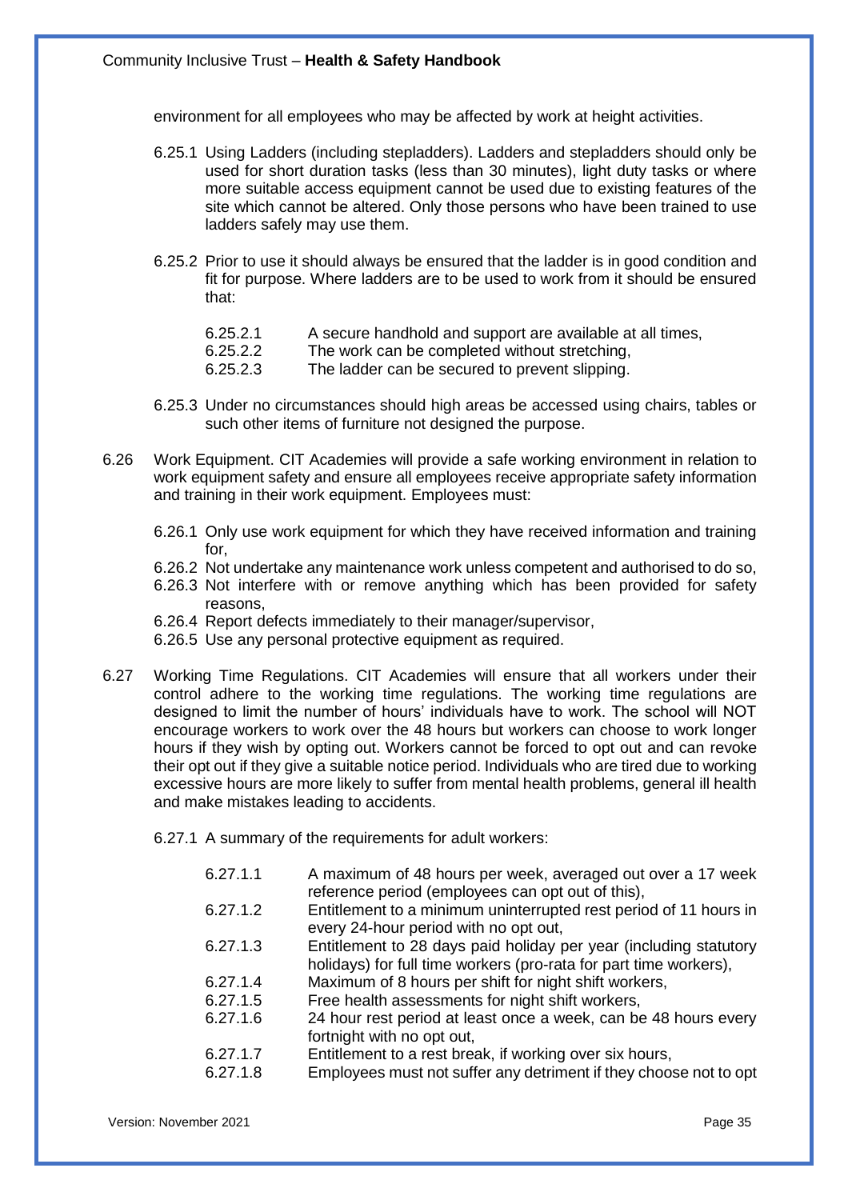environment for all employees who may be affected by work at height activities.

6.25.1 Using Ladders (including stepladders). Ladders and stepladders should only be used for short duration tasks (less than 30 minutes), light duty tasks or where more suitable access equipment cannot be used due to existing features of the site which cannot be altered. Only those persons who have been trained to use ladders safely may use them.

6.25.2 Prior to use it should always be ensured that the ladder is in good condition and fit for purpose. Where ladders are to be used to work from it should be ensured that:

- 6.25.2.1 A secure handhold and support are available at all times,
- 6.25.2.2 The work can be completed without stretching,
- 6.25.2.3 The ladder can be secured to prevent slipping.

6.25.3 Under no circumstances should high areas be accessed using chairs, tables or such other items of furniture not designed the purpose.

6.26 Work Equipment. CIT Academies will provide a safe working environment in relation to work equipment safety and ensure all employees receive appropriate safety information and training in their work equipment. Employees must:

- 6.26.1 Only use work equipment for which they have received information and training for,
- 6.26.2 Not undertake any maintenance work unless competent and authorised to do so,
- 6.26.3 Not interfere with or remove anything which has been provided for safety reasons,
- 6.26.4 Report defects immediately to their manager/supervisor,
- 6.26.5 Use any personal protective equipment as required.

6.27 Working Time Regulations. CIT Academies will ensure that all workers under their control adhere to the working time regulations. The working time regulations are designed to limit the number of hours' individuals have to work. The school will NOT encourage workers to work over the 48 hours but workers can choose to work longer hours if they wish by opting out. Workers cannot be forced to opt out and can revoke their opt out if they give a suitable notice period. Individuals who are tired due to working excessive hours are more likely to suffer from mental health problems, general ill health and make mistakes leading to accidents.

6.27.1 A summary of the requirements for adult workers:

- 6.27.1.1 A maximum of 48 hours per week, averaged out over a 17 week reference period (employees can opt out of this),
- 6.27.1.2 Entitlement to a minimum uninterrupted rest period of 11 hours in every 24-hour period with no opt out,
- 6.27.1.3 Entitlement to 28 days paid holiday per year (including statutory holidays) for full time workers (pro-rata for part time workers),
- 6.27.1.4 Maximum of 8 hours per shift for night shift workers,
- 6.27.1.5 Free health assessments for night shift workers,
- 6.27.1.6 24 hour rest period at least once a week, can be 48 hours every fortnight with no opt out,
- 6.27.1.7 Entitlement to a rest break, if working over six hours,
- 6.27.1.8 Employees must not suffer any detriment if they choose not to opt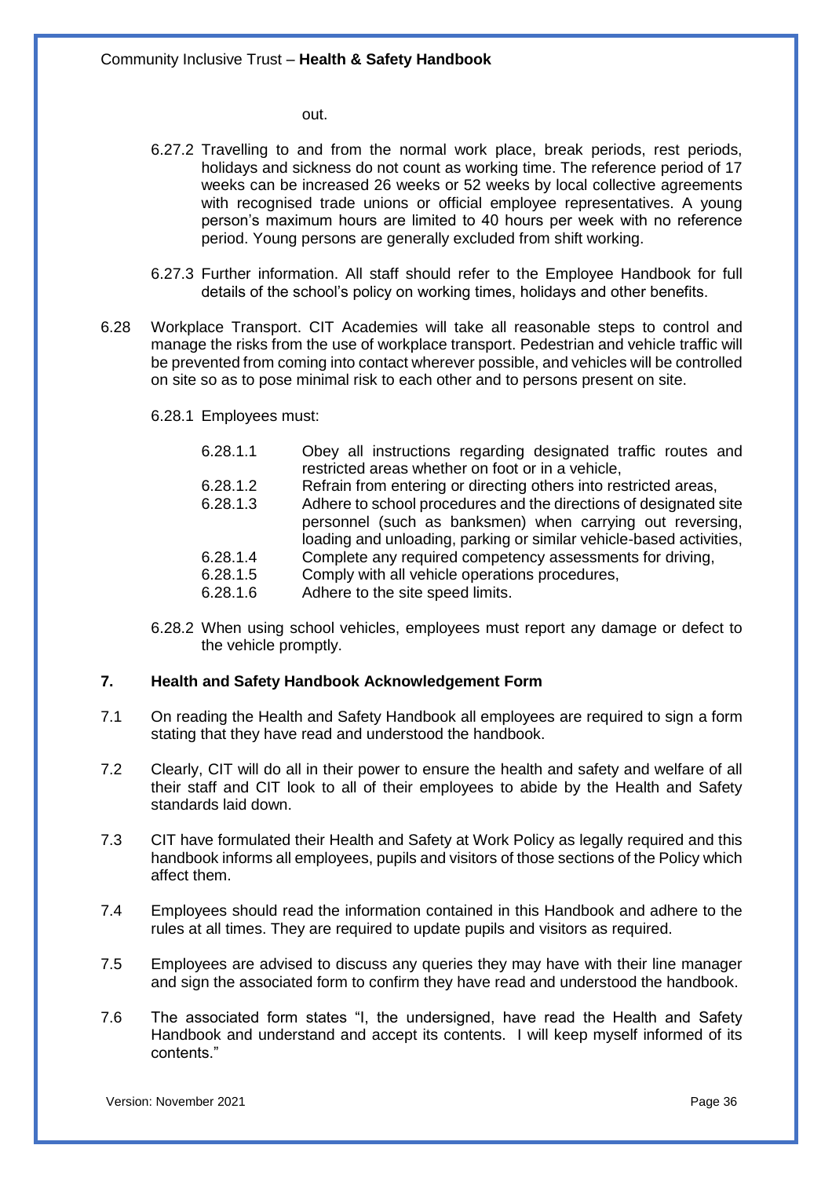out.

6.27.2 Travelling to and from the normal work place, break periods, rest periods, holidays and sickness do not count as working time. The reference period of 17 weeks can be increased 26 weeks or 52 weeks by local collective agreements with recognised trade unions or official employee representatives. A young person's maximum hours are limited to 40 hours per week with no reference period. Young persons are generally excluded from shift working.

6.27.3 Further information. All staff should refer to the Employee Handbook for full details of the school's policy on working times, holidays and other benefits.

6.28 Workplace Transport. CIT Academies will take all reasonable steps to control and manage the risks from the use of workplace transport. Pedestrian and vehicle traffic will be prevented from coming into contact wherever possible, and vehicles will be controlled on site so as to pose minimal risk to each other and to persons present on site.

6.28.1 Employees must:

- 6.28.1.1 Obey all instructions regarding designated traffic routes and restricted areas whether on foot or in a vehicle,
- 6.28.1.2 Refrain from entering or directing others into restricted areas,
- 6.28.1.3 Adhere to school procedures and the directions of designated site personnel (such as banksmen) when carrying out reversing, loading and unloading, parking or similar vehicle-based activities,
- 6.28.1.4 Complete any required competency assessments for driving,
- 6.28.1.5 Comply with all vehicle operations procedures,
- 6.28.1.6 Adhere to the site speed limits.

6.28.2 When using school vehicles, employees must report any damage or defect to the vehicle promptly.

## 7. Health and Safety Handbook Acknowledgement Form

7.1 On reading the Health and Safety Handbook all employees are required to sign a form stating that they have read and understood the handbook.

7.2 Clearly, CIT will do all in their power to ensure the health and safety and welfare of all their staff and CIT look to all of their employees to abide by the Health and Safety standards laid down.

7.3 CIT have formulated their Health and Safety at Work Policy as legally required and this handbook informs all employees, pupils and visitors of those sections of the Policy which affect them.

7.4 Employees should read the information contained in this Handbook and adhere to the rules at all times. They are required to update pupils and visitors as required.

7.5 Employees are advised to discuss any queries they may have with their line manager and sign the associated form to confirm they have read and understood the handbook.

7.6 The associated form states "I, the undersigned, have read the Health and Safety Handbook and understand and accept its contents. I will keep myself informed of its contents."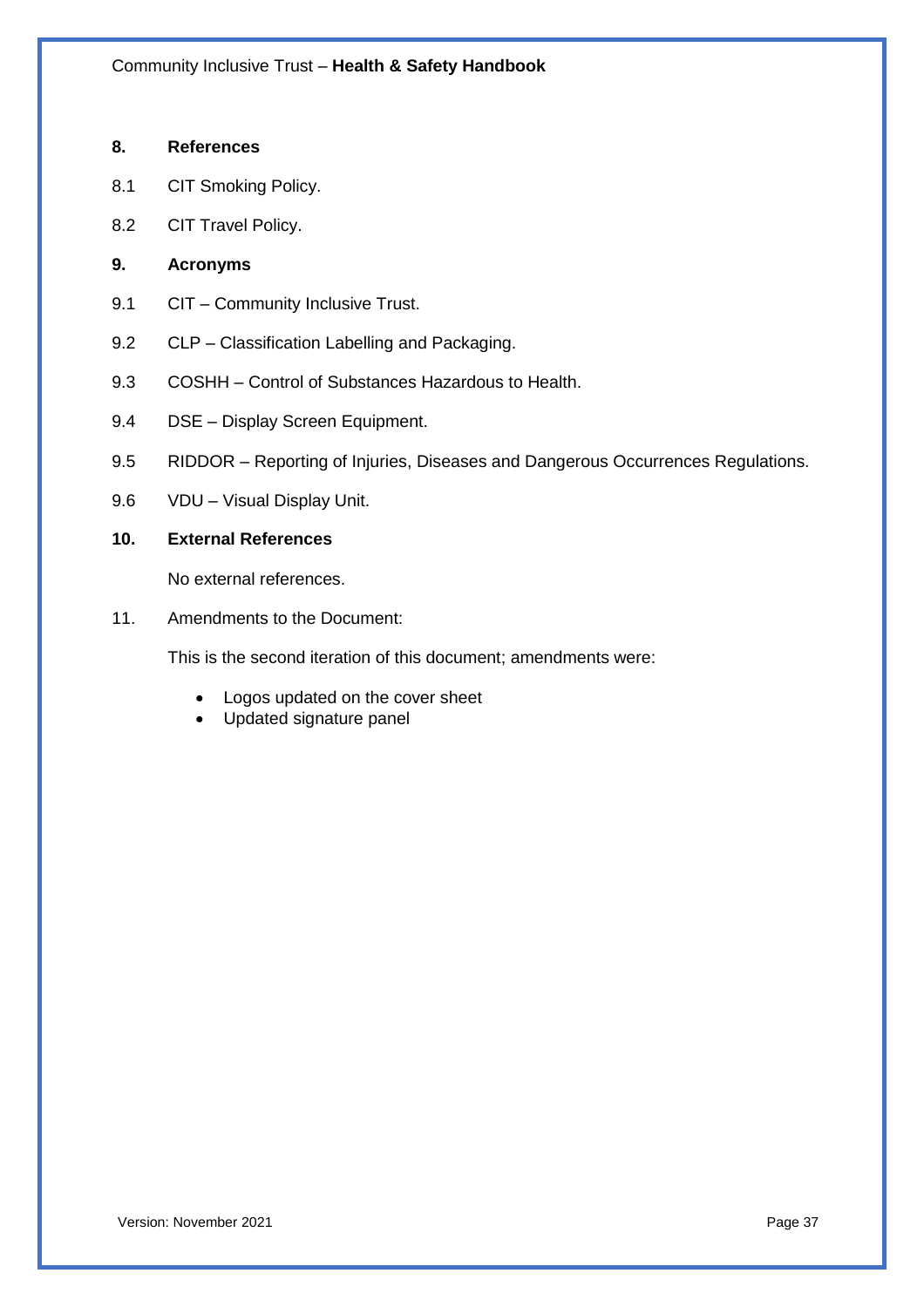## 8. References

8.1 CIT Smoking Policy.

8.2 CIT Travel Policy.

## 9. Acronyms

9.1 CIT – Community Inclusive Trust.

9.2 CLP – Classification Labelling and Packaging.

9.3 COSHH – Control of Substances Hazardous to Health.

9.4 DSE – Display Screen Equipment.

9.5 RIDDOR – Reporting of Injuries, Diseases and Dangerous Occurrences Regulations.

9.6 VDU – Visual Display Unit.

## 10. External References

No external references.

11. Amendments to the Document:

This is the second iteration of this document; amendments were:

- Logos updated on the cover sheet
- Updated signature panel